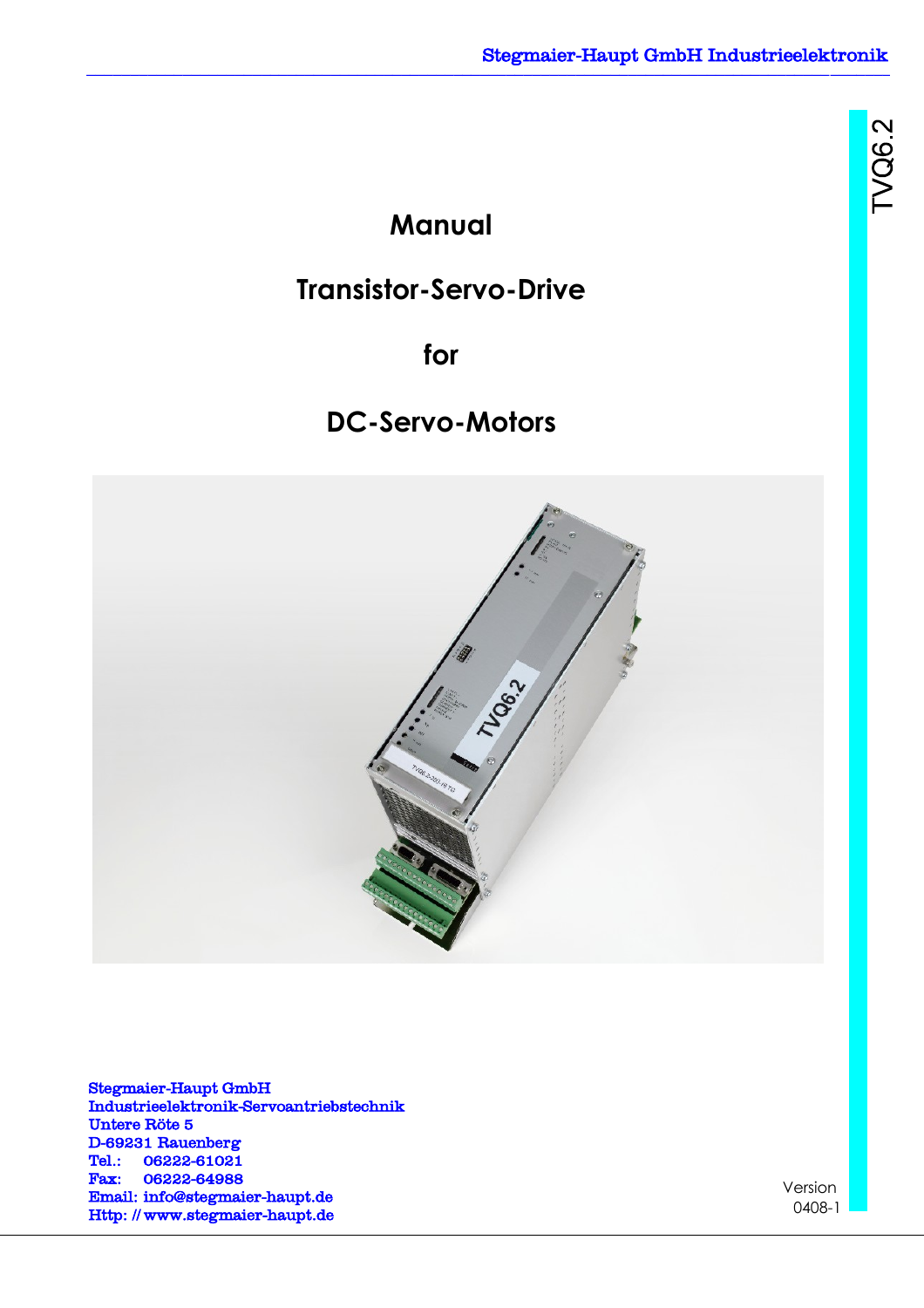TVQ6.2

# Manual

# Transistor-Servo-Drive

# for

# DC-Servo-Motors

**Stegmaier-Haupt GmbH**
**Industrieelektronik-Servoantriebstechnik**
**Untere Röte 5**
**D-69231 Rauenberg**
**Tel.: 06222-61021**
**Fax: 06222-64988**
**Email: info@stegmaier-haupt.de**
**Http: // www.stegmaier-haupt.de**

Version
0408-1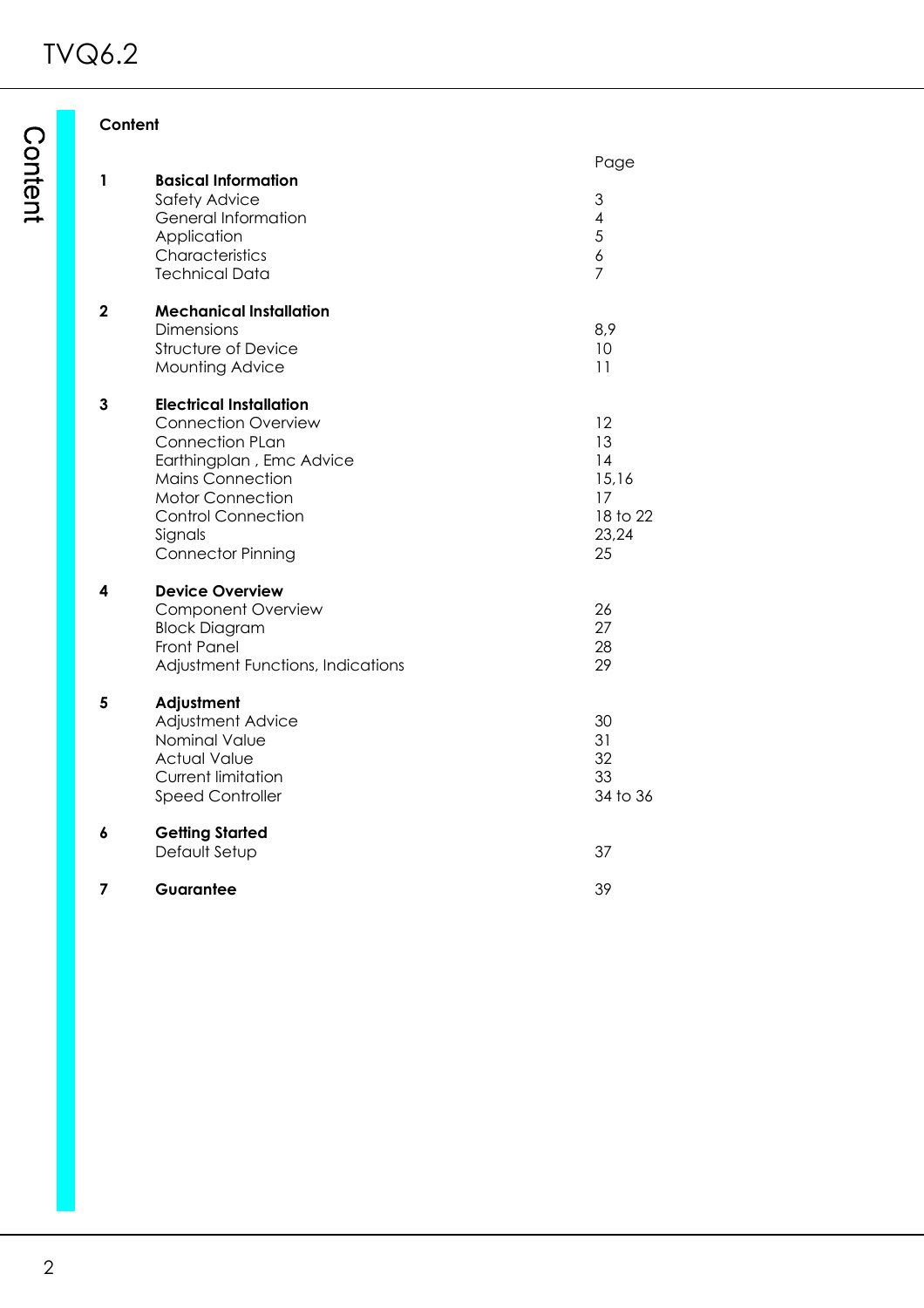## Content

| | | Page |
|---|---|---|
| **1** | **Basical Information** | |
| | Safety Advice | 3 |
| | General Information | 4 |
| | Application | 5 |
| | Characteristics | 6 |
| | Technical Data | 7 |
| **2** | **Mechanical Installation** | |
| | Dimensions | 8,9 |
| | Structure of Device | 10 |
| | Mounting Advice | 11 |
| **3** | **Electrical Installation** | |
| | Connection Overview | 12 |
| | Connection PLan | 13 |
| | Earthingplan , Emc Advice | 14 |
| | Mains Connection | 15,16 |
| | Motor Connection | 17 |
| | Control Connection | 18 to 22 |
| | Signals | 23,24 |
| | Connector Pinning | 25 |
| **4** | **Device Overview** | |
| | Component Overview | 26 |
| | Block Diagram | 27 |
| | Front Panel | 28 |
| | Adjustment Functions, Indications | 29 |
| **5** | **Adjustment** | |
| | Adjustment Advice | 30 |
| | Nominal Value | 31 |
| | Actual Value | 32 |
| | Current limitation | 33 |
| | Speed Controller | 34 to 36 |
| **6** | **Getting Started** | |
| | Default Setup | 37 |
| **7** | **Guarantee** | 39 |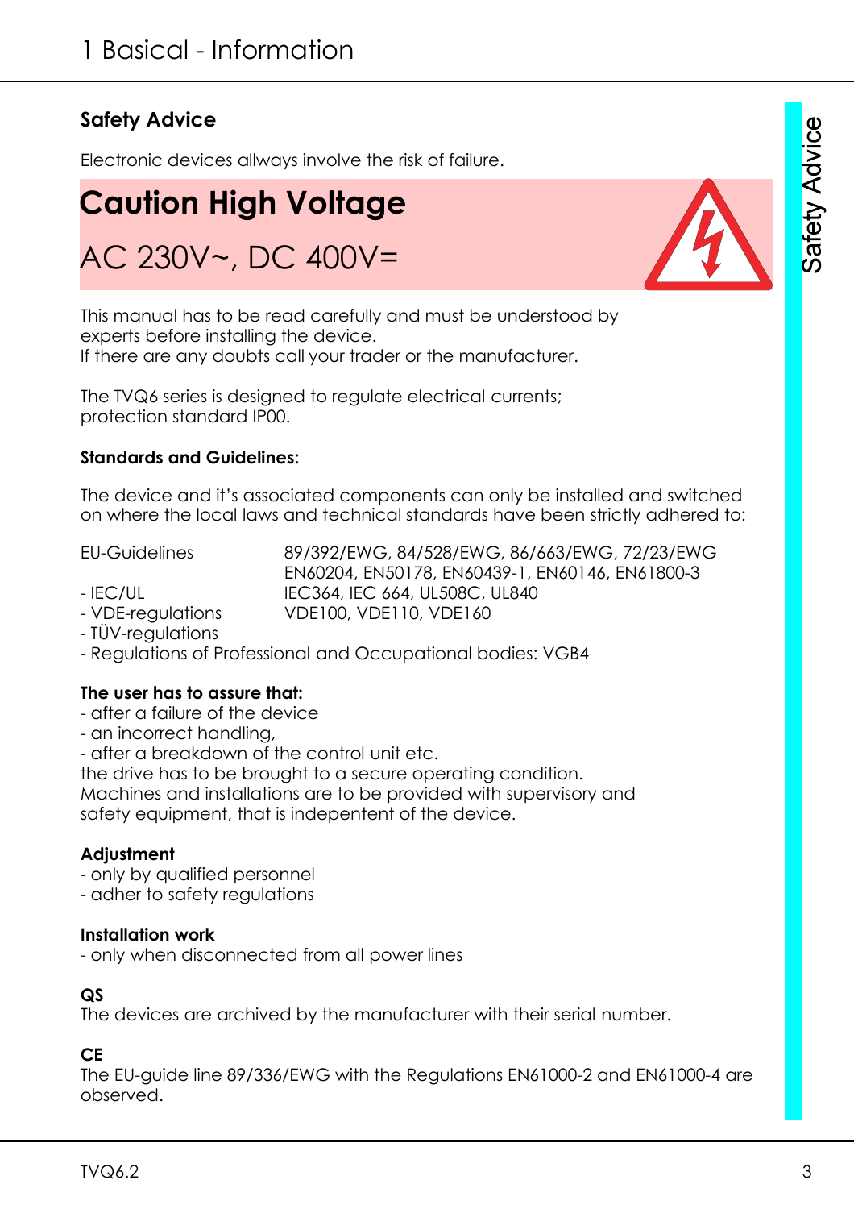# 1 Basical - Information

## Safety Advice

Electronic devices allways involve the risk of failure.

# Caution High Voltage

# AC 230V~, DC 400V=

This manual has to be read carefully and must be understood by experts before installing the device.
If there are any doubts call your trader or the manufacturer.

The TVQ6 series is designed to regulate electrical currents; protection standard IP00.

**Standards and Guidelines:**

The device and it's associated components can only be installed and switched on where the local laws and technical standards have been strictly adhered to:

| | |
|---|---|
| EU-Guidelines | 89/392/EWG, 84/528/EWG, 86/663/EWG, 72/23/EWG<br>EN60204, EN50178, EN60439-1, EN60146, EN61800-3 |
| - IEC/UL | IEC364, IEC 664, UL508C, UL840 |
| - VDE-regulations | VDE100, VDE110, VDE160 |
| - TÜV-regulations | |

- Regulations of Professional and Occupational bodies: VGB4

**The user has to assure that:**
- after a failure of the device
- an incorrect handling,
- after a breakdown of the control unit etc.

the drive has to be brought to a secure operating condition.
Machines and installations are to be provided with supervisory and safety equipment, that is indepentent of the device.

**Adjustment**
- only by qualified personnel
- adher to safety regulations

**Installation work**
- only when disconnected from all power lines

**QS**
The devices are archived by the manufacturer with their serial number.

**CE**
The EU-guide line 89/336/EWG with the Regulations EN61000-2 and EN61000-4 are observed.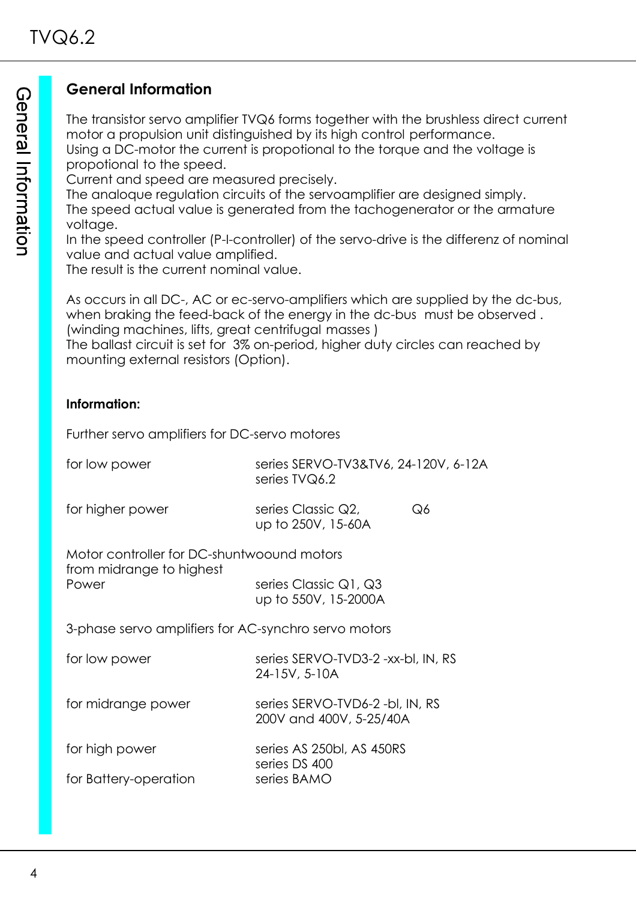## General Information

The transistor servo amplifier TVQ6 forms together with the brushless direct current motor a propulsion unit distinguished by its high control performance.
Using a DC-motor the current is propotional to the torque and the voltage is propotional to the speed.
Current and speed are measured precisely.
The analoque regulation circuits of the servoamplifier are designed simply.
The speed actual value is generated from the tachogenerator or the armature voltage.
In the speed controller (P-I-controller) of the servo-drive is the differenz of nominal value and actual value amplified.
The result is the current nominal value.

As occurs in all DC-, AC or ec-servo-amplifiers which are supplied by the dc-bus, when braking the feed-back of the energy in the dc-bus must be observed .
(winding machines, lifts, great centrifugal masses )
The ballast circuit is set for 3% on-period, higher duty circles can reached by mounting external resistors (Option).

**Information:**

Further servo amplifiers for DC-servo motores

| | |
|---|---|
| for low power | series SERVO-TV3&TV6, 24-120V, 6-12A<br>series TVQ6.2 |
| for higher power | series Classic Q2, Q6<br>up to 250V, 15-60A |

Motor controller for DC-shuntwoound motors from midrange to highest

| | |
|---|---|
| Power | series Classic Q1, Q3<br>up to 550V, 15-2000A |

3-phase servo amplifiers for AC-synchro servo motors

| | |
|---|---|
| for low power | series SERVO-TVD3-2 -xx-bl, IN, RS<br>24-15V, 5-10A |
| for midrange power | series SERVO-TVD6-2 -bl, IN, RS<br>200V and 400V, 5-25/40A |
| for high power | series AS 250bl, AS 450RS<br>series DS 400 |
| for Battery-operation | series BAMO |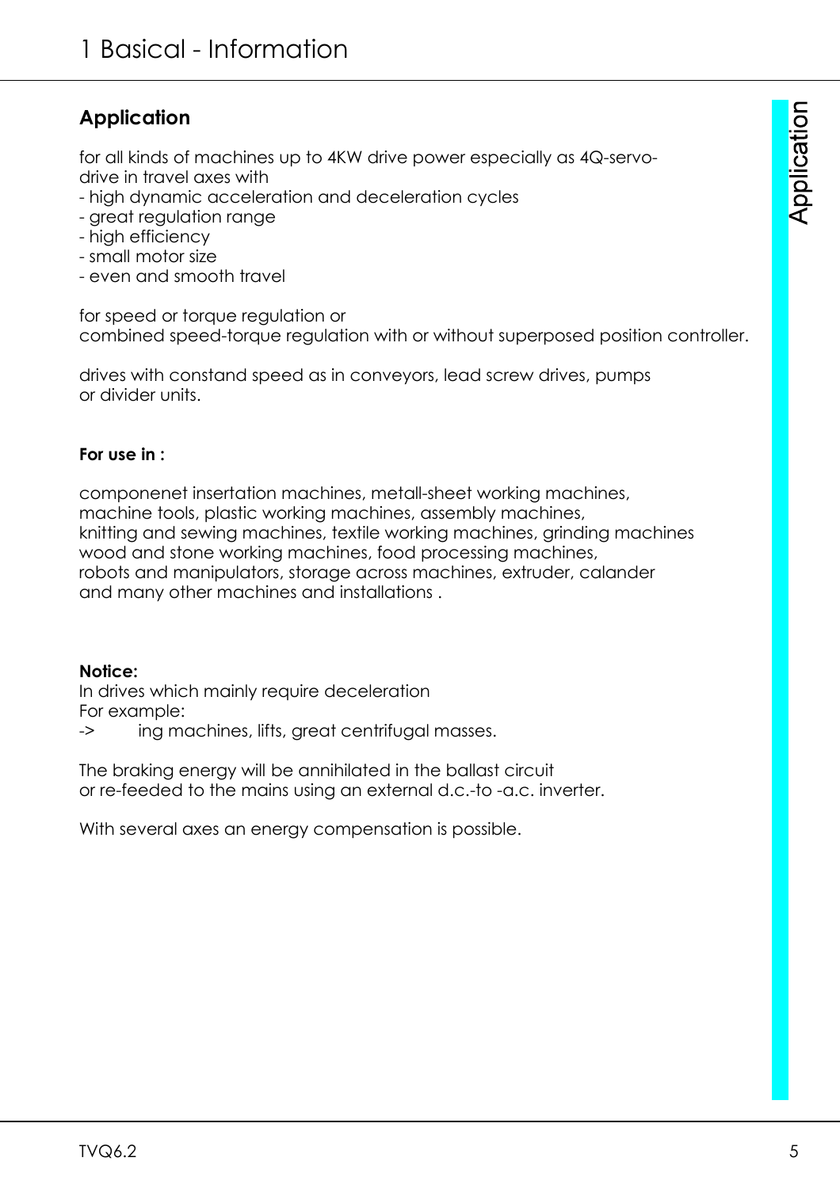# 1 Basical - Information

## Application

for all kinds of machines up to 4KW drive power especially as 4Q-servo-drive in travel axes with
- high dynamic acceleration and deceleration cycles
- great regulation range
- high efficiency
- small motor size
- even and smooth travel

for speed or torque regulation or
combined speed-torque regulation with or without superposed position controller.

drives with constand speed as in conveyors, lead screw drives, pumps or divider units.

**For use in :**

componenet insertation machines, metall-sheet working machines, machine tools, plastic working machines, assembly machines, knitting and sewing machines, textile working machines, grinding machines wood and stone working machines, food processing machines, robots and manipulators, storage across machines, extruder, calander and many other machines and installations .

**Notice:**
In drives which mainly require deceleration
For example:
-> ing machines, lifts, great centrifugal masses.

The braking energy will be annihilated in the ballast circuit or re-feeded to the mains using an external d.c.-to -a.c. inverter.

With several axes an energy compensation is possible.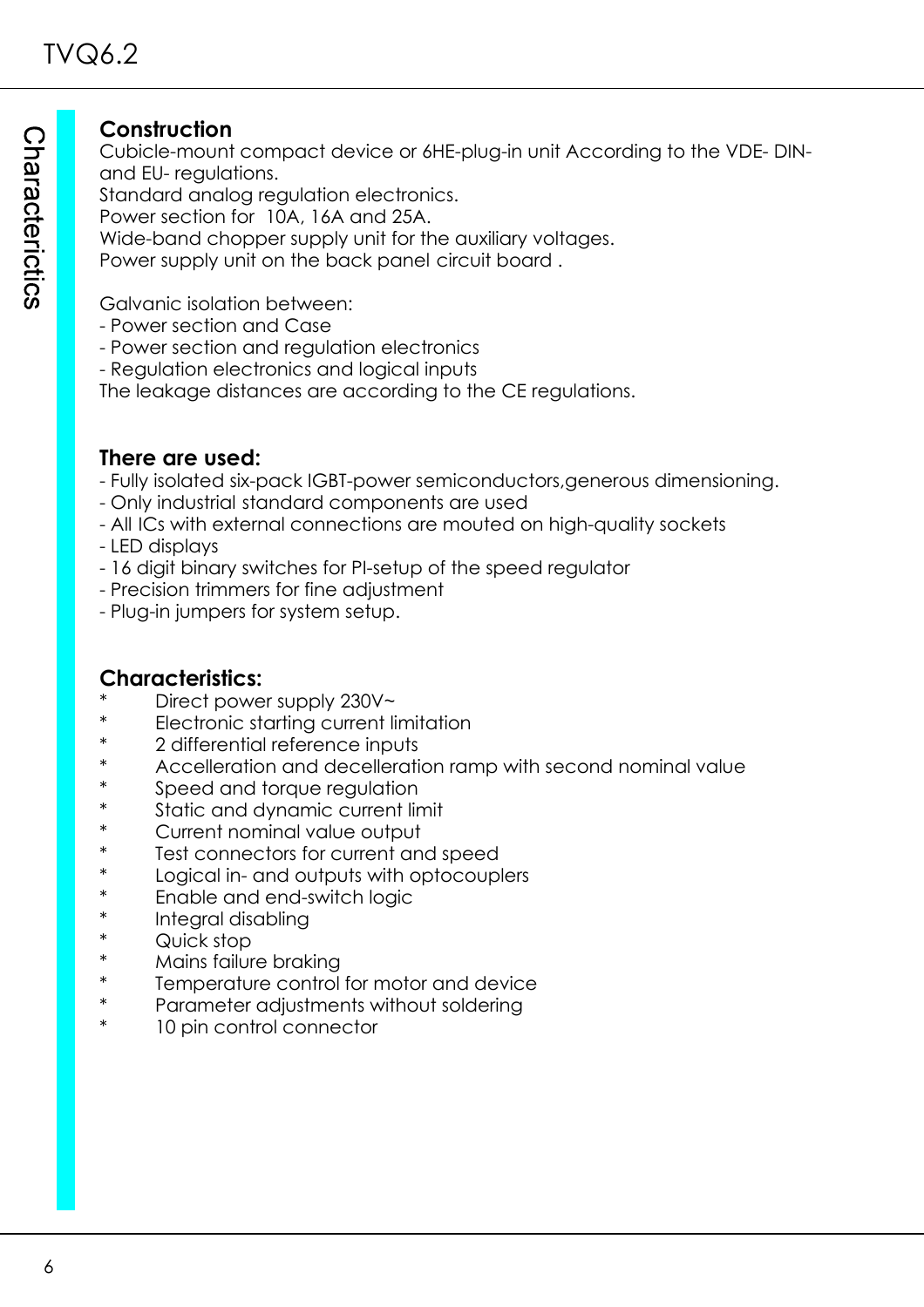## Construction

Cubicle-mount compact device or 6HE-plug-in unit According to the VDE- DIN- and EU- regulations.
Standard analog regulation electronics.
Power section for 10A, 16A and 25A.
Wide-band chopper supply unit for the auxiliary voltages.
Power supply unit on the back panel circuit board .

Galvanic isolation between:
- Power section and Case
- Power section and regulation electronics
- Regulation electronics and logical inputs

The leakage distances are according to the CE regulations.

## There are used:

- Fully isolated six-pack IGBT-power semiconductors,generous dimensioning.
- Only industrial standard components are used
- All ICs with external connections are mouted on high-quality sockets
- LED displays
- 16 digit binary switches for PI-setup of the speed regulator
- Precision trimmers for fine adjustment
- Plug-in jumpers for system setup.

## Characteristics:

* Direct power supply 230V~
* Electronic starting current limitation
* 2 differential reference inputs
* Accelleration and decelleration ramp with second nominal value
* Speed and torque regulation
* Static and dynamic current limit
* Current nominal value output
* Test connectors for current and speed
* Logical in- and outputs with optocouplers
* Enable and end-switch logic
* Integral disabling
* Quick stop
* Mains failure braking
* Temperature control for motor and device
* Parameter adjustments without soldering
* 10 pin control connector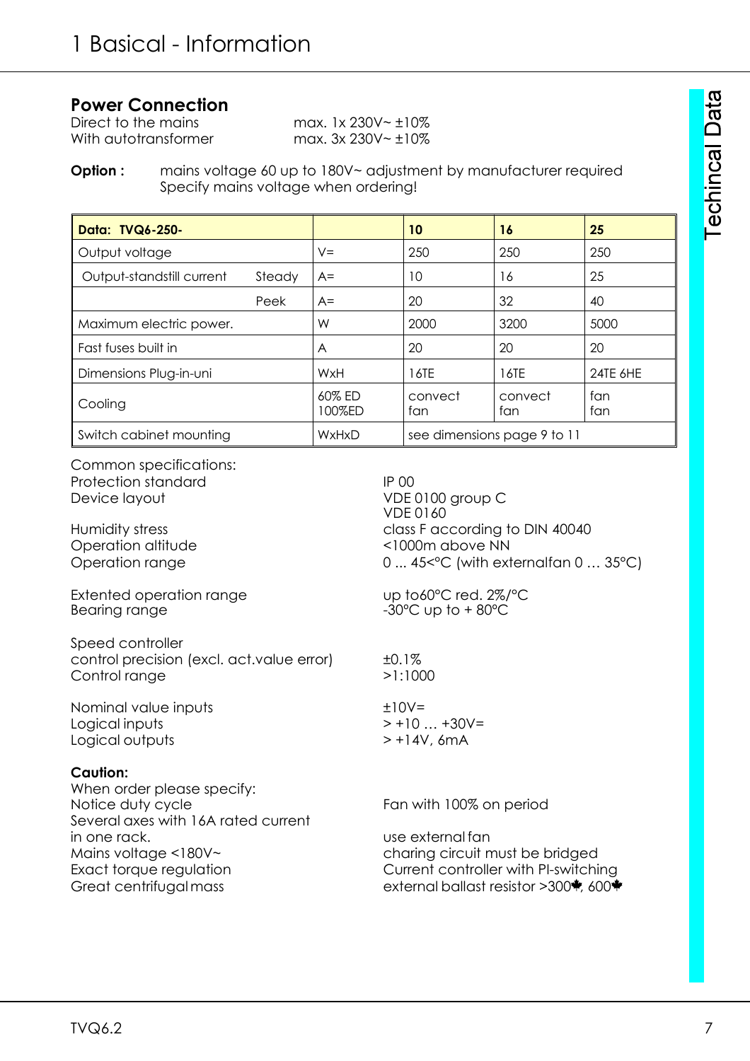# 1 Basical - Information

## Power Connection

Direct to the mains max. 1x 230V~ ±10%
With autotransformer max. 3x 230V~ ±10%

**Option :** mains voltage 60 up to 180V~ adjustment by manufacturer required
Specify mains voltage when ordering!

| **Data: TVQ6-250-** | | | **10** | **16** | **25** |
|---|---|---|---|---|---|
| Output voltage | | V= | 250 | 250 | 250 |
| Output-standstill current | Steady | A= | 10 | 16 | 25 |
| | Peek | A= | 20 | 32 | 40 |
| Maximum electric power. | | W | 2000 | 3200 | 5000 |
| Fast fuses built in | | A | 20 | 20 | 20 |
| Dimensions Plug-in-uni | | WxH | 16TE | 16TE | 24TE 6HE |
| Cooling | | 60% ED 100%ED | convect fan | convect fan | fan fan |
| Switch cabinet mounting | | WxHxD | see dimensions page 9 to 11 | | |

Common specifications:

| | |
|---|---|
| Protection standard | IP 00 |
| Device layout | VDE 0100 group C<br>VDE 0160 |
| Humidity stress | class F according to DIN 40040 |
| Operation altitude | <1000m above NN |
| Operation range | 0 ... 45<°C (with externalfan 0 … 35°C) |
| Extented operation range | up to60°C red. 2%/°C |
| Bearing range | -30°C up to + 80°C |
| Speed controller | |
| control precision (excl. act.value error) | ±0.1% |
| Control range | >1:1000 |
| Nominal value inputs | ±10V= |
| Logical inputs | > +10 … +30V= |
| Logical outputs | > +14V, 6mA |

**Caution:**

When order please specify:

| | |
|---|---|
| Notice duty cycle | Fan with 100% on period |
| Several axes with 16A rated current in one rack. | use external fan |
| Mains voltage <180V~ | charing circuit must be bridged |
| Exact torque regulation | Current controller with PI-switching |
| Great centrifugal mass | external ballast resistor >300♣, 600♣ |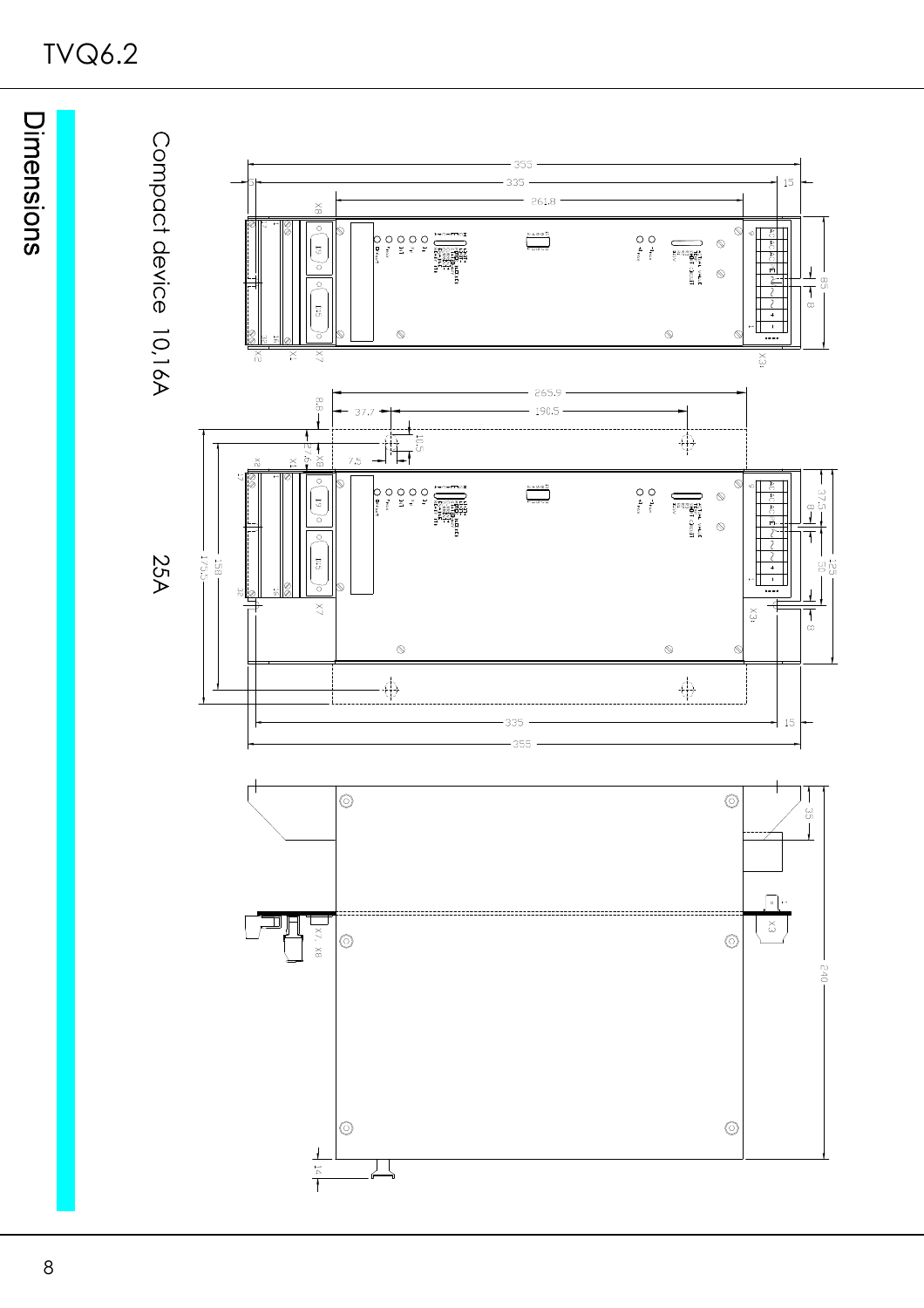# Dimensions

Compact device 10,16A

25A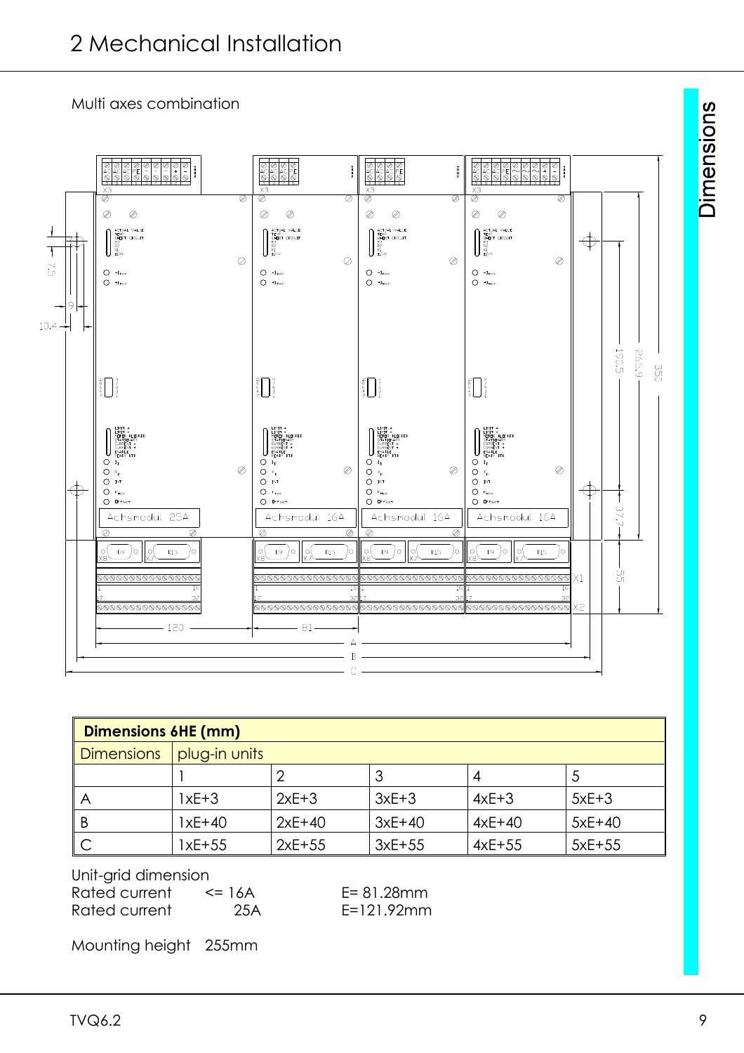# 2 Mechanical Installation

Multi axes combination

| Dimensions 6HE (mm) | | | | | |
|---|---|---|---|---|---|
| Dimensions | plug-in units | | | | |
| | 1 | 2 | 3 | 4 | 5 |
| A | 1xE+3 | 2xE+3 | 3xE+3 | 4xE+3 | 5xE+3 |
| B | 1xE+40 | 2xE+40 | 3xE+40 | 4xE+40 | 5xE+40 |
| C | 1xE+55 | 2xE+55 | 3xE+55 | 4xE+55 | 5xE+55 |

Unit-grid dimension
Rated current <= 16A E= 81.28mm
Rated current 25A E=121.92mm

Mounting height 255mm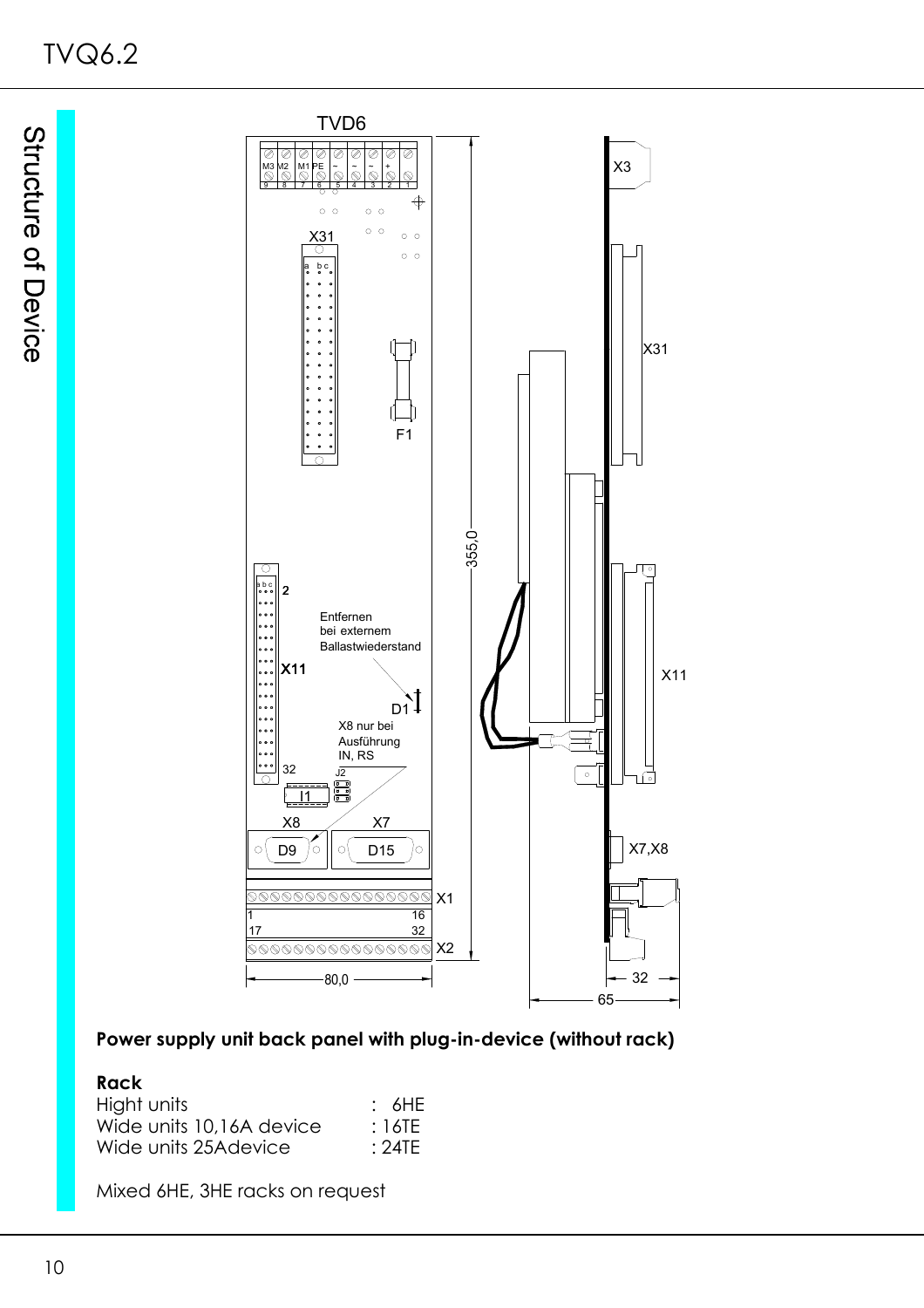**Power supply unit back panel with plug-in-device (without rack)**

**Rack**

| | |
|---|---|
| Hight units | : 6HE |
| Wide units 10,16A device | : 16TE |
| Wide units 25Adevice | : 24TE |

Mixed 6HE, 3HE racks on request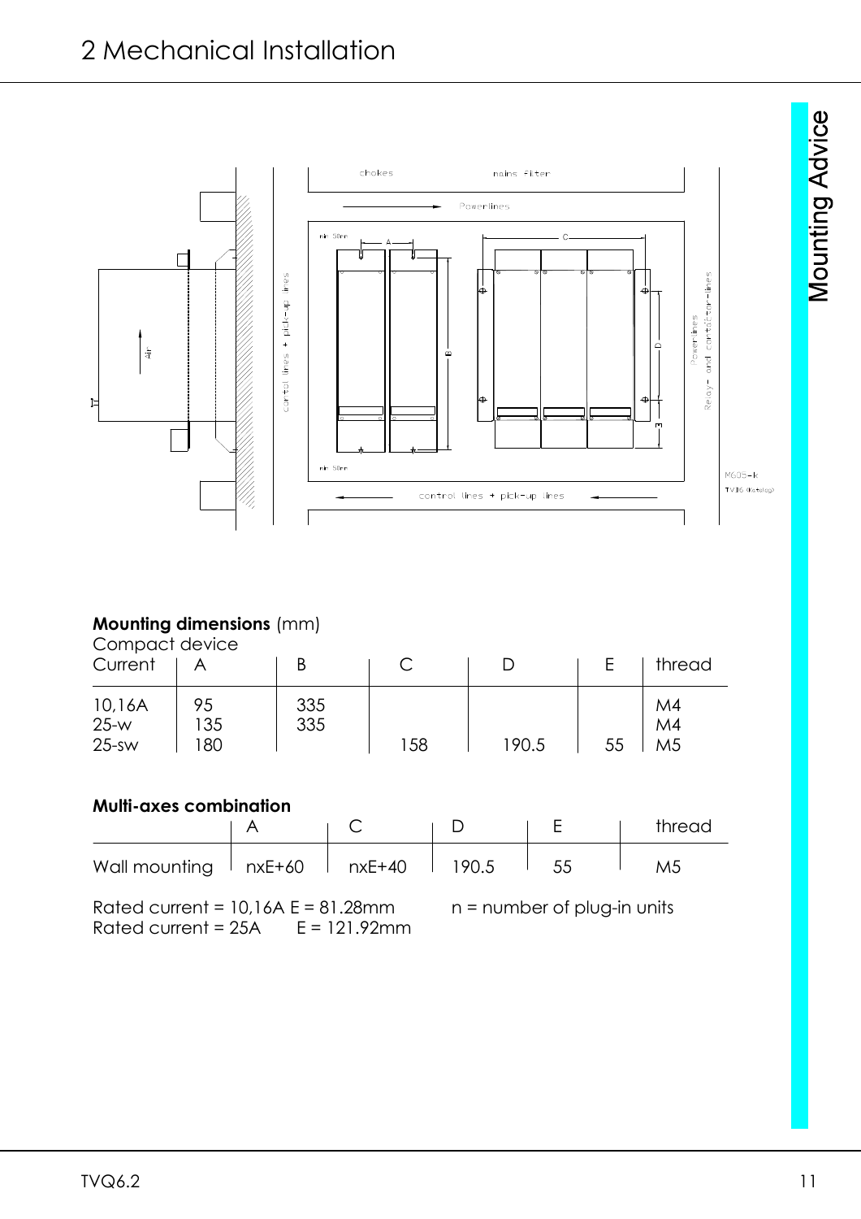# 2 Mechanical Installation

**Mounting dimensions** (mm)

Compact device

| Current | A | B | C | D | E | thread |
|---|---|---|---|---|---|---|
| 10,16A | 95 | 335 | | | | M4 |
| 25-w | 135 | 335 | | | | M4 |
| 25-sw | 180 | | 158 | 190.5 | 55 | M5 |

**Multi-axes combination**

| | A | C | D | E | thread |
|---|---|---|---|---|---|
| Wall mounting | nxE+60 | nxE+40 | 190.5 | 55 | M5 |

Rated current = 10,16A E = 81.28mm

Rated current = 25A E = 121.92mm

n = number of plug-in units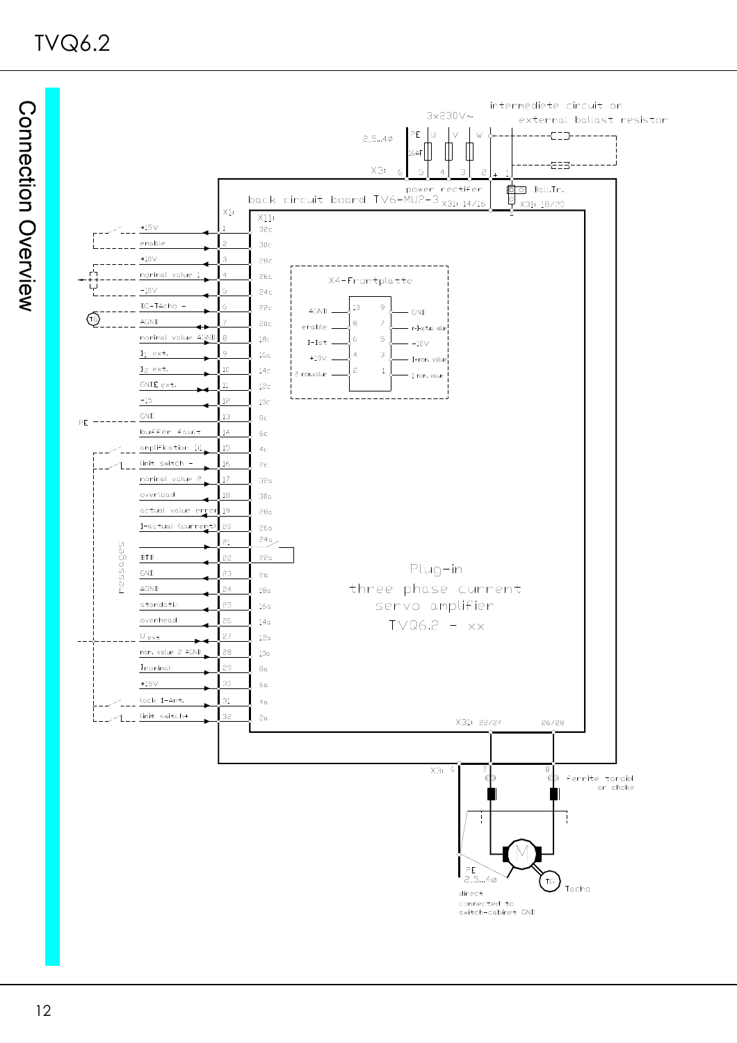# Connection Overview

**Mains / power connection (X3):**

- 3x230V~ : PE, U, V, W (16AF fuses), cable 2,5...4ø
- X3: 6 (PE), 5 (U), 4 (V), 3 (W), 2 (+), 1
- intermediate circuit or external ballast resistor
- power rectifier – X31: 14/16
- Ball.Tr. – X31: 18/20
- back circuit board TV6-MU2-3

**Plug-in three phase current servo amplifier TVQ6.2 - xx**

| X1 | Signal | X11 |
|---|---|---|
| 1 | +15V | 32c |
| 2 | enable | 30c |
| 3 | +10V | 28c |
| 4 | nominal value 1 | 26c |
| 5 | -10V | 24c |
| 6 | DC-Tacho - | 22c |
| 7 | AGND | 20c |
| 8 | nominal value AGND | 18c |
| 9 | $I_1$ ext. | 16c |
| 10 | $I_2$ ext. | 14c |
| 11 | GND ext. | 12c |
| 12 | -15 | 10c |
| 13 | GND | 8c |
| 14 | buffer fault | 6c |
| 15 | amplification 10 | 4c |
| 16 | limit switch - | 2c |
| 17 | nominal value 2 | 32a |
| 18 | overload | 30a |
| 19 | actual value error | 28a |
| 20 | I-actual (current) | 26a |
| 21 | | 24a |
| 22 | BTB | 22a |
| 23 | GND | 2a |
| 24 | AGND | 18a |
| 25 | standstill | 16a |
| 26 | overhead | 14a |
| 27 | $U_{ext}$ | 12a |
| 28 | nom. value 2 AGND | 10a |
| 29 | $I_{nominal}$ | 8a |
| 30 | +15V | 6a |
| 31 | lock I-Ant. | 4a |
| 32 | limit switch+ | 2a |

(X1 pins 18–27: messages; X1 pin 13: PE; X1 pins 6/7: TG)

**X4-Frontplatte:**

| Signal | Pin | Pin | Signal |
|---|---|---|---|
| AGND | 10 | 9 | GND |
| enable | 8 | 7 | n-actual value |
| I-Ist | 6 | 5 | -10V |
| +10V | 4 | 3 | I-nom. value |
| 2 nom.value | 2 | 1 | 1 nom. value |

**Motor connection:**

- X31: 22/24, 26/28
- X3: 6, 7, 8
- ferrite toroid or choke
- M, TG Tacho
- PE 2,5...4ø direct connected to switch-cabinet GND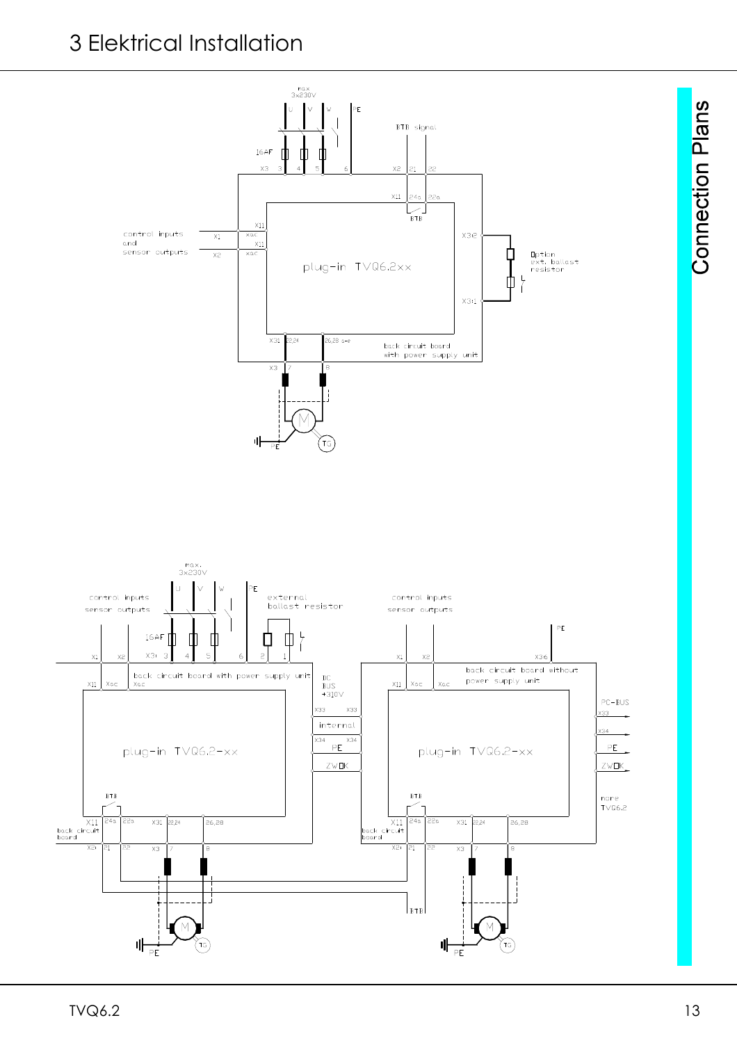# 3 Elektrical Installation

Connection Plans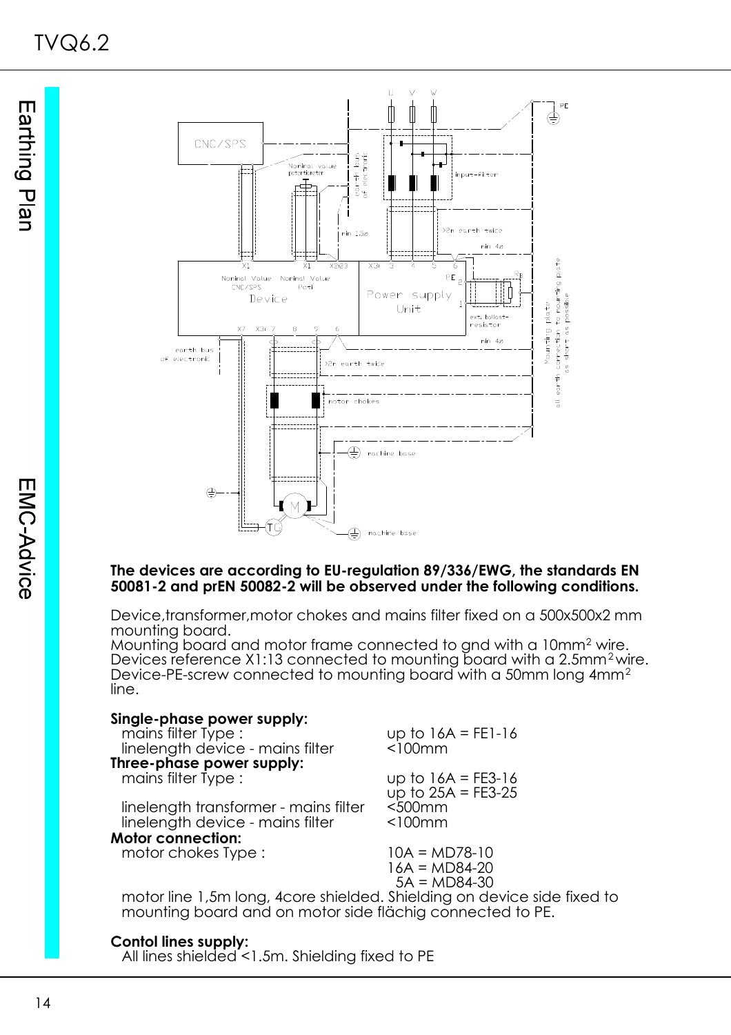**The devices are according to EU-regulation 89/336/EWG, the standards EN 50081-2 and prEN 50082-2 will be observed under the following conditions.**

Device,transformer,motor chokes and mains filter fixed on a 500x500x2 mm mounting board.
Mounting board and motor frame connected to gnd with a $10mm^2$ wire.
Devices reference X1:13 connected to mounting board with a $2.5mm^2$ wire.
Device-PE-screw connected to mounting board with a 50mm long $4mm^2$ line.

**Single-phase power supply:**

| | |
|---|---|
| mains filter Type : | up to 16A = FE1-16 |
| linelength device - mains filter | <100mm |

**Three-phase power supply:**

| | |
|---|---|
| mains filter Type : | up to 16A = FE3-16<br>up to 25A = FE3-25 |
| linelength transformer - mains filter | <500mm |
| linelength device - mains filter | <100mm |

**Motor connection:**

| | |
|---|---|
| motor chokes Type : | 10A = MD78-10<br>16A = MD84-20<br>5A = MD84-30 |

motor line 1,5m long, 4core shielded. Shielding on device side fixed to mounting board and on motor side flächig connected to PE.

**Contol lines supply:**

All lines shielded <1.5m. Shielding fixed to PE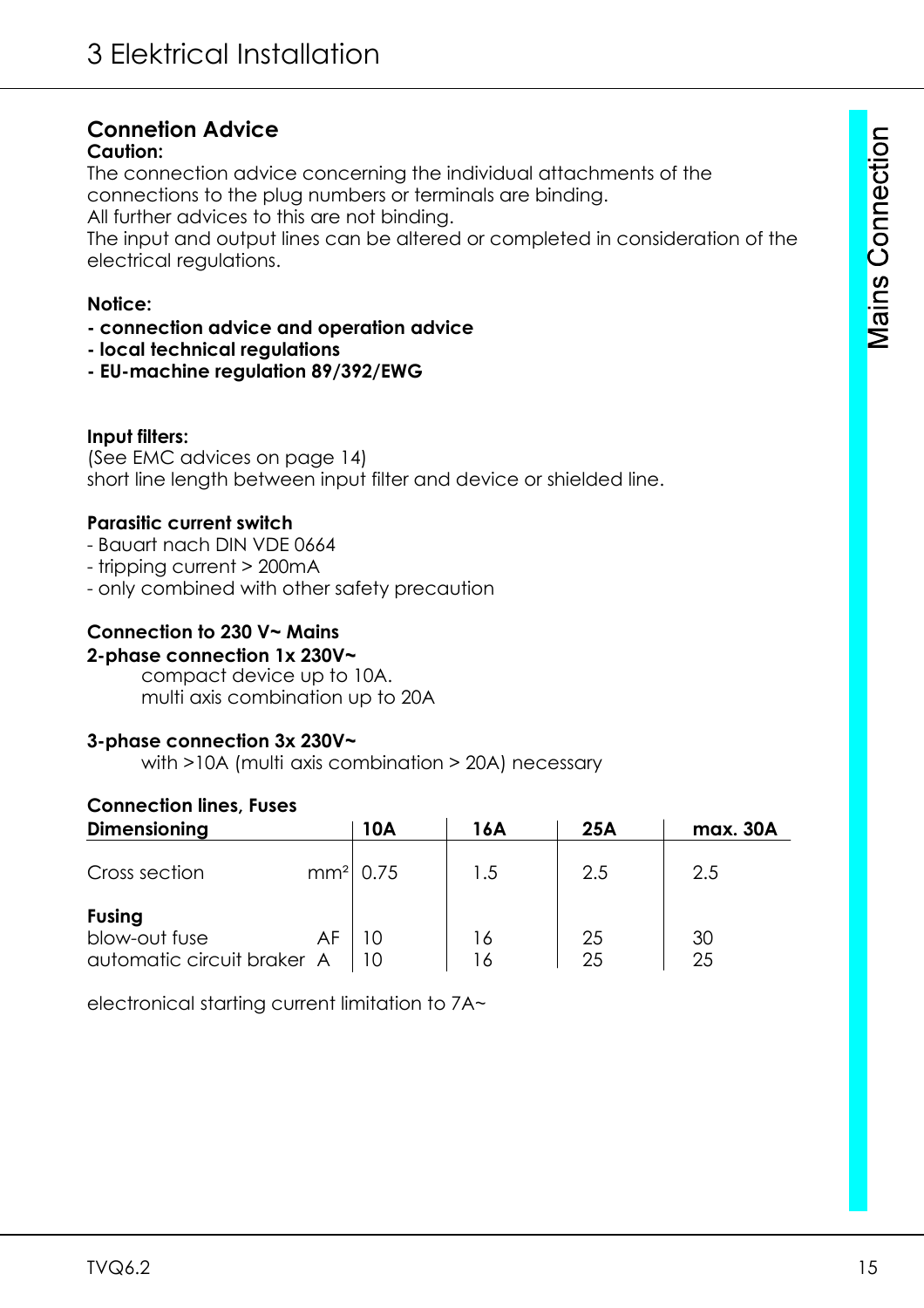# 3 Elektrical Installation

## Connetion Advice

**Caution:**

The connection advice concerning the individual attachments of the connections to the plug numbers or terminals are binding.
All further advices to this are not binding.
The input and output lines can be altered or completed in consideration of the electrical regulations.

**Notice:**

- **connection advice and operation advice**
- **local technical regulations**
- **EU-machine regulation 89/392/EWG**

**Input filters:**

(See EMC advices on page 14)
short line length between input filter and device or shielded line.

**Parasitic current switch**

- Bauart nach DIN VDE 0664
- tripping current > 200mA
- only combined with other safety precaution

**Connection to 230 V~ Mains**

**2-phase connection 1x 230V~**

compact device up to 10A.
multi axis combination up to 20A

**3-phase connection 3x 230V~**

with >10A (multi axis combination > 20A) necessary

**Connection lines, Fuses**

| **Dimensioning** | | **10A** | **16A** | **25A** | **max. 30A** |
|---|---|---|---|---|---|
| Cross section | mm² | 0.75 | 1.5 | 2.5 | 2.5 |
| **Fusing** | | | | | |
| blow-out fuse | AF | 10 | 16 | 25 | 30 |
| automatic circuit braker | A | 10 | 16 | 25 | 25 |

electronical starting current limitation to 7A~

Mains Connection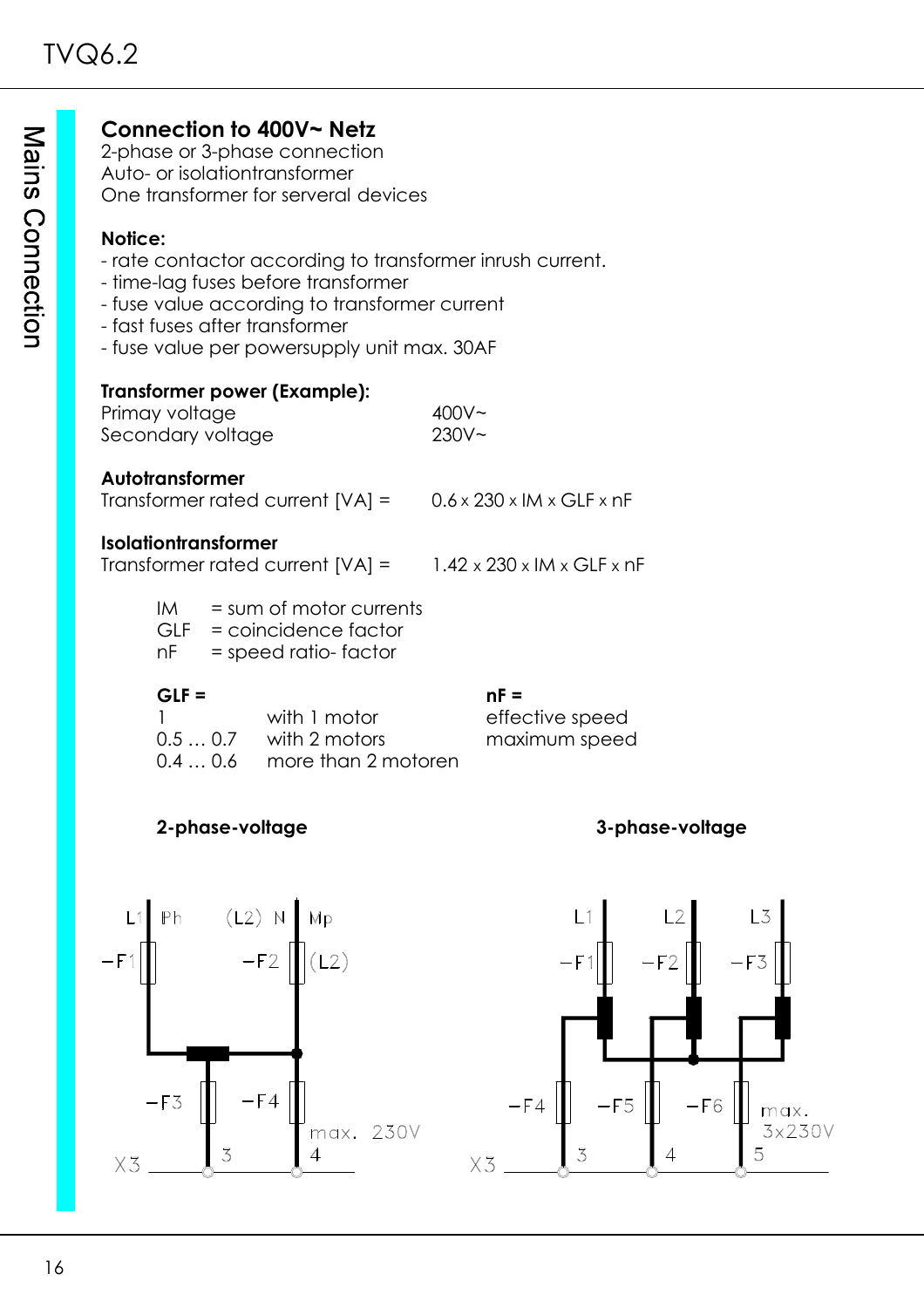## Connection to 400V~ Netz

2-phase or 3-phase connection
Auto- or isolationtransformer
One transformer for serveral devices

**Notice:**

- rate contactor according to transformer inrush current.
- time-lag fuses before transformer
- fuse value according to transformer current
- fast fuses after transformer
- fuse value per powersupply unit max. 30AF

**Transformer power (Example):**

| | |
|---|---|
| Primay voltage | 400V~ |
| Secondary voltage | 230V~ |

**Autotransformer**

Transformer rated current [VA] = 0.6 x 230 x IM x GLF x nF

**Isolationtransformer**

Transformer rated current [VA] = 1.42 x 230 x IM x GLF x nF

IM = sum of motor currents
GLF = coincidence factor
nF = speed ratio- factor

**GLF =**

| | |
|---|---|
| 1 | with 1 motor |
| 0.5 … 0.7 | with 2 motors |
| 0.4 … 0.6 | more than 2 motoren |

**nF =** $\frac{\text{effective speed}}{\text{maximum speed}}$

**2-phase-voltage**

L1 Ph (L2) N Mp
-F1 -F2 (L2)
-F3 -F4
max. 230V
X3 3 4

**3-phase-voltage**

L1 L2 L3
-F1 -F2 -F3
-F4 -F5 -F6
max. 3x230V
X3 3 4 5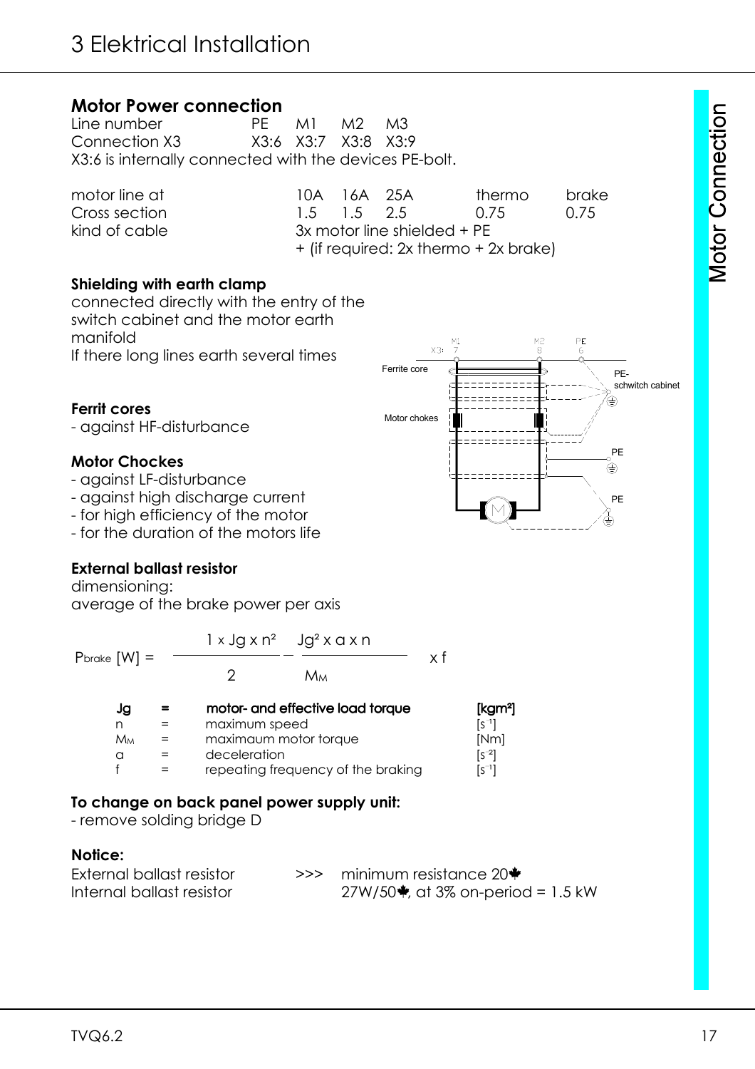# 3 Elektrical Installation

## Motor Power connection

| Line number | PE | M1 | M2 | M3 |
|---|---|---|---|---|
| Connection X3 | X3:6 | X3:7 | X3:8 | X3:9 |

X3:6 is internally connected with the devices PE-bolt.

| motor line at | 10A | 16A | 25A | thermo | brake |
|---|---|---|---|---|---|
| Cross section | 1.5 | 1.5 | 2.5 | 0.75 | 0.75 |
| kind of cable | 3x motor line shielded + PE + (if required: 2x thermo + 2x brake) | | | | |

### Shielding with earth clamp

connected directly with the entry of the switch cabinet and the motor earth manifold
If there long lines earth several times

### Ferrit cores

- against HF-disturbance

### Motor Chockes

- against LF-disturbance
- against high discharge current
- for high efficiency of the motor
- for the duration of the motors life

Ferrite core
Motor chokes
PE-schwitch cabinet
PE
PE

### External ballast resistor

dimensioning:
average of the brake power per axis

$$P_{brake}\,[W] = \left( \frac{1 \times Jg \times n^2}{2} - \frac{Jg^2 \times a \times n}{M_M} \right) \times f$$

| | | | |
|---|---|---|---|
| **Jg** | **=** | **motor- and effective load torque** | **[kgm²]** |
| n | = | maximum speed | $[s^{-1}]$ |
| $M_M$ | = | maximaum motor torque | [Nm] |
| a | = | deceleration | $[s^{-2}]$ |
| f | = | repeating frequency of the braking | $[s^{-1}]$ |

### To change on back panel power supply unit:

- remove solding bridge D

### Notice:

External ballast resistor >>> minimum resistance 20Ω
Internal ballast resistor 27W/50Ω, at 3% on-period = 1.5 kW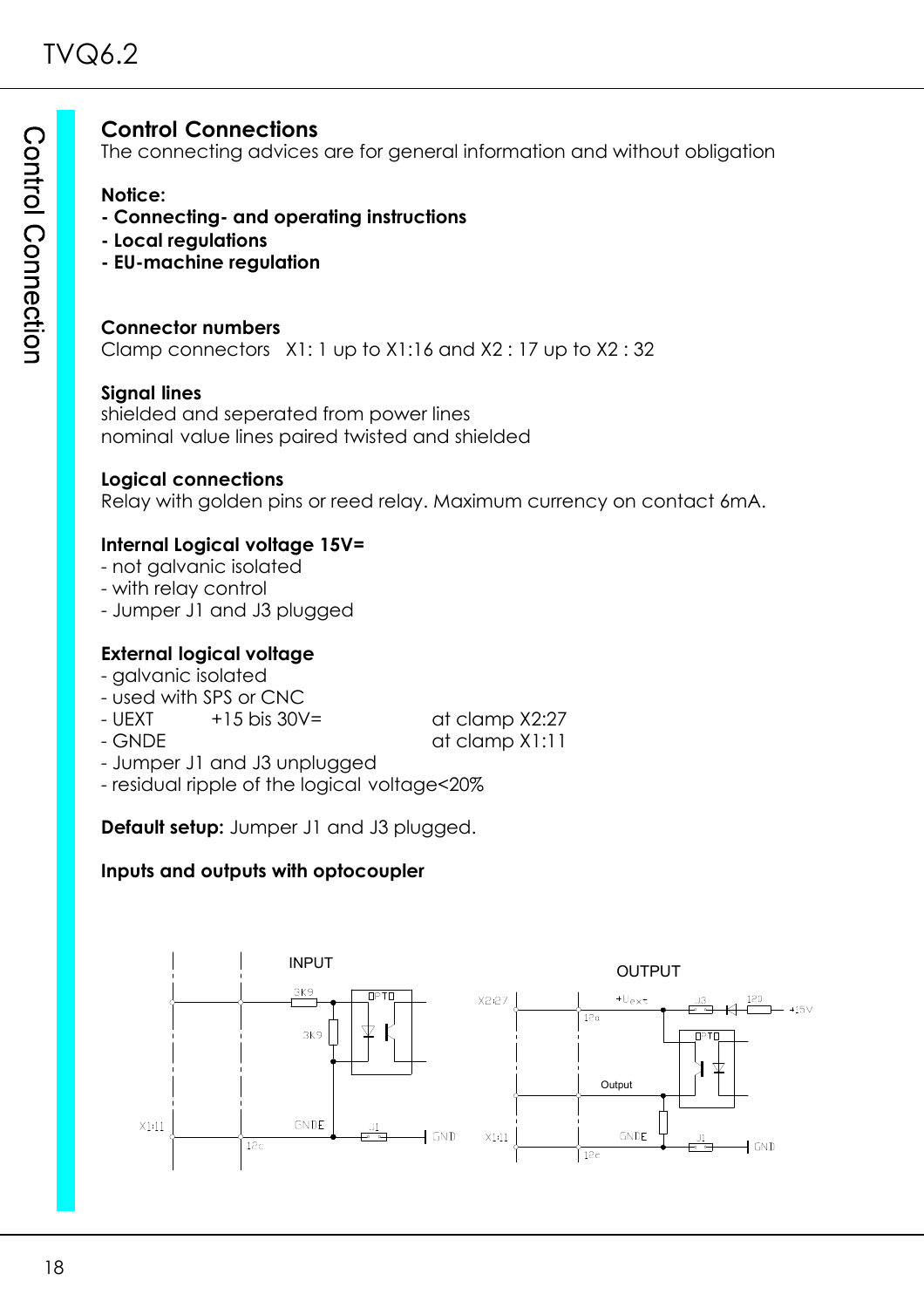## Control Connections

The connecting advices are for general information and without obligation

**Notice:**
**- Connecting- and operating instructions**
**- Local regulations**
**- EU-machine regulation**

**Connector numbers**
Clamp connectors X1: 1 up to X1:16 and X2 : 17 up to X2 : 32

**Signal lines**
shielded and seperated from power lines
nominal value lines paired twisted and shielded

**Logical connections**
Relay with golden pins or reed relay. Maximum currency on contact 6mA.

**Internal Logical voltage 15V=**
- not galvanic isolated
- with relay control
- Jumper J1 and J3 plugged

**External logical voltage**
- galvanic isolated
- used with SPS or CNC
- UEXT +15 bis 30V= at clamp X2:27
- GNDE at clamp X1:11
- Jumper J1 and J3 unplugged
- residual ripple of the logical voltage<20%

**Default setup:** Jumper J1 and J3 plugged.

**Inputs and outputs with optocoupler**

INPUT

OUTPUT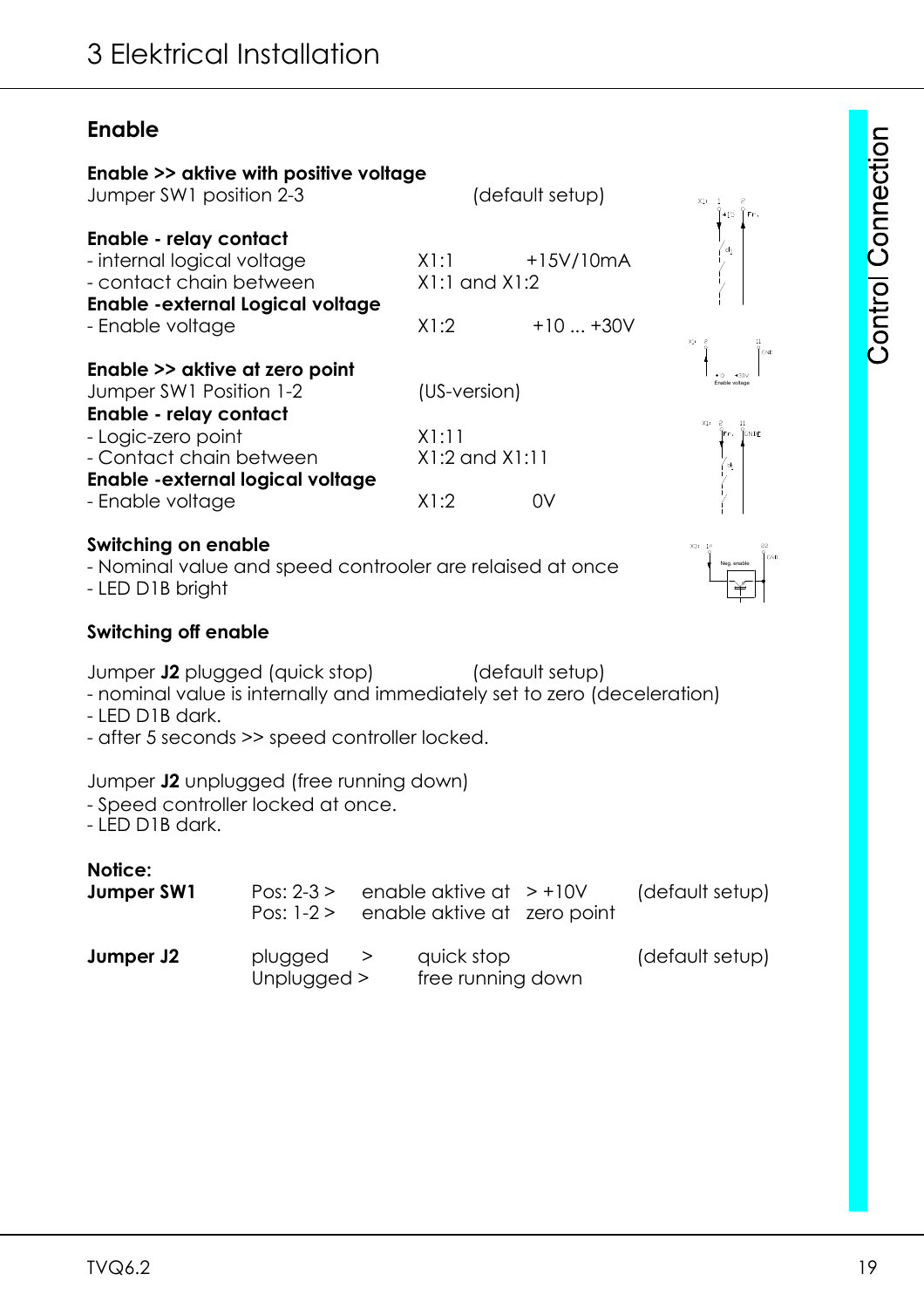# 3 Elektrical Installation

## Enable

**Enable >> aktive with positive voltage**

Jumper SW1 position 2-3 (default setup)

**Enable - relay contact**

| | | |
|---|---|---|
| - internal logical voltage | X1:1 | +15V/10mA |
| - contact chain between | X1:1 and X1:2 | |

**Enable -external Logical voltage**

| | | |
|---|---|---|
| - Enable voltage | X1:2 | +10 ... +30V |

**Enable >> aktive at zero point**

Jumper SW1 Position 1-2 (US-version)

**Enable - relay contact**

| | | |
|---|---|---|
| - Logic-zero point | X1:11 | |
| - Contact chain between | X1:2 and X1:11 | |

**Enable -external logical voltage**

| | | |
|---|---|---|
| - Enable voltage | X1:2 | 0V |

**Switching on enable**

- Nominal value and speed controoler are relaised at once
- LED D1B bright

**Switching off enable**

Jumper **J2** plugged (quick stop) (default setup)

- nominal value is internally and immediately set to zero (deceleration)
- LED D1B dark.
- after 5 seconds >> speed controller locked.

Jumper **J2** unplugged (free running down)

- Speed controller locked at once.
- LED D1B dark.

**Notice:**

| | | | |
|---|---|---|---|
| **Jumper SW1** | Pos: 2-3 > | enable aktive at > +10V | (default setup) |
| | Pos: 1-2 > | enable aktive at zero point | |
| **Jumper J2** | plugged > | quick stop | (default setup) |
| | Unplugged > | free running down | |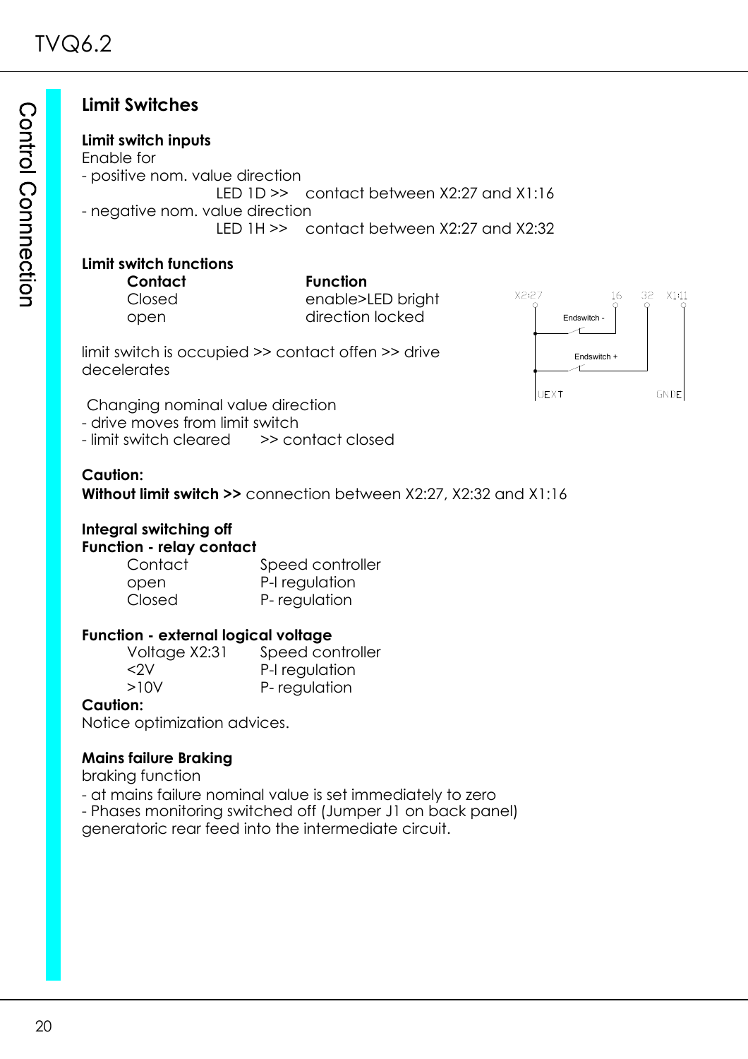## Limit Switches

**Limit switch inputs**

Enable for

- positive nom. value direction

  LED 1D >> contact between X2:27 and X1:16

- negative nom. value direction

  LED 1H >> contact between X2:27 and X2:32

**Limit switch functions**

| **Contact** | **Function** |
|---|---|
| Closed | enable>LED bright |
| open | direction locked |

limit switch is occupied >> contact offen >> drive decelerates

Changing nominal value direction

- drive moves from limit switch
- limit switch cleared >> contact closed

**Caution:**

**Without limit switch >>** connection between X2:27, X2:32 and X1:16

**Integral switching off**

**Function - relay contact**

| Contact | Speed controller |
|---|---|
| open | P-I regulation |
| Closed | P- regulation |

**Function - external logical voltage**

| Voltage X2:31 | Speed controller |
|---|---|
| <2V | P-I regulation |
| >10V | P- regulation |

**Caution:**

Notice optimization advices.

**Mains failure Braking**

braking function

- at mains failure nominal value is set immediately to zero
- Phases monitoring switched off (Jumper J1 on back panel)

generatoric rear feed into the intermediate circuit.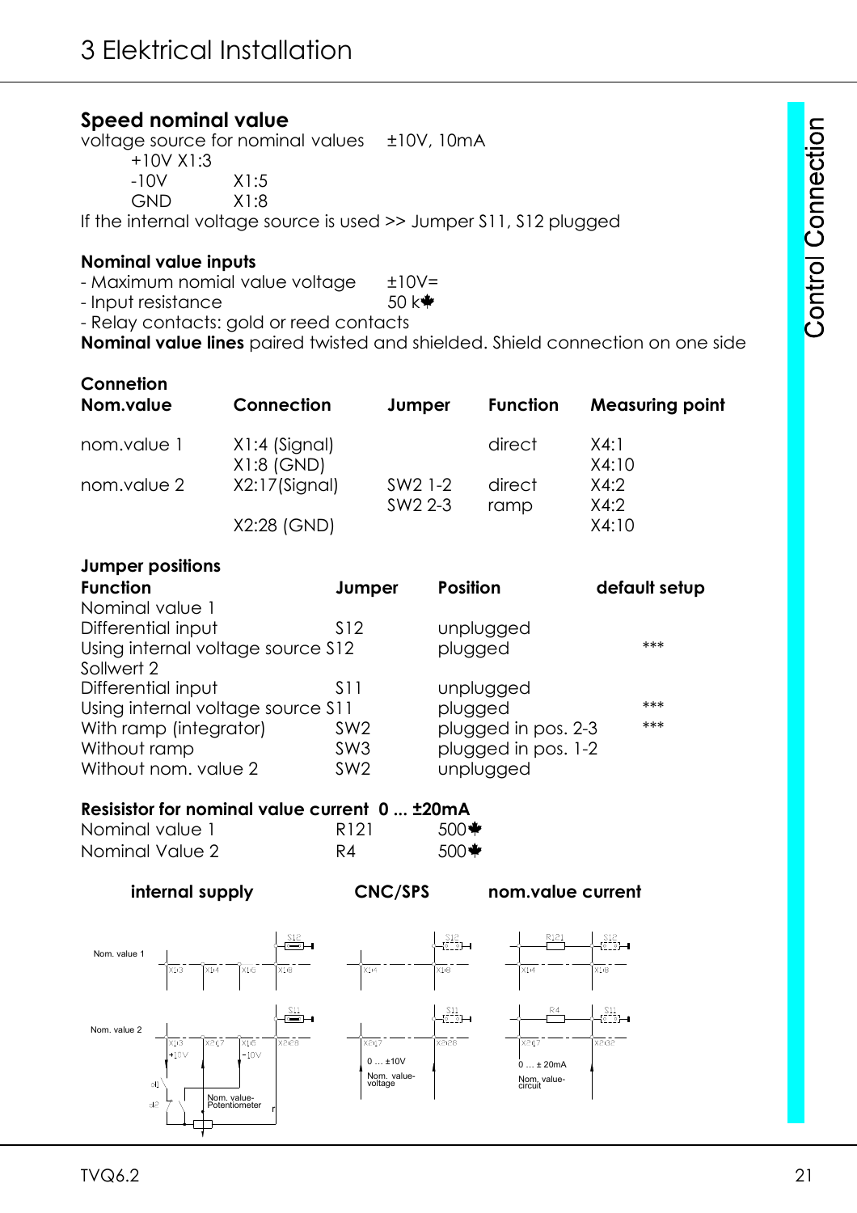# 3 Elektrical Installation

## Speed nominal value

voltage source for nominal values ±10V, 10mA

+10V X1:3
-10V X1:5
GND X1:8

If the internal voltage source is used >> Jumper S11, S12 plugged

### Nominal value inputs

- Maximum nomial value voltage ±10V=
- Input resistance 50 k♣
- Relay contacts: gold or reed contacts

**Nominal value lines** paired twisted and shielded. Shield connection on one side

### Connetion

| Nom.value | Connection | Jumper | Function | Measuring point |
|---|---|---|---|---|
| nom.value 1 | X1:4 (Signal) | | direct | X4:1 |
| | X1:8 (GND) | | | X4:10 |
| nom.value 2 | X2:17(Signal) | SW2 1-2 | direct | X4:2 |
| | | SW2 2-3 | ramp | X4:2 |
| | X2:28 (GND) | | | X4:10 |

### Jumper positions

| Function | Jumper | Position | default setup |
|---|---|---|---|
| Nominal value 1 | | | |
| Differential input | S12 | unplugged | |
| Using internal voltage source | S12 | plugged | *** |
| Sollwert 2 | | | |
| Differential input | S11 | unplugged | |
| Using internal voltage source | S11 | plugged | *** |
| With ramp (integrator) | SW2 | plugged in pos. 2-3 | *** |
| Without ramp | SW3 | plugged in pos. 1-2 | |
| Without nom. value 2 | SW2 | unplugged | |

### Resisistor for nominal value current 0 ... ±20mA

| | | |
|---|---|---|
| Nominal value 1 | R121 | 500♣ |
| Nominal Value 2 | R4 | 500♣ |

**internal supply** **CNC/SPS** **nom.value current**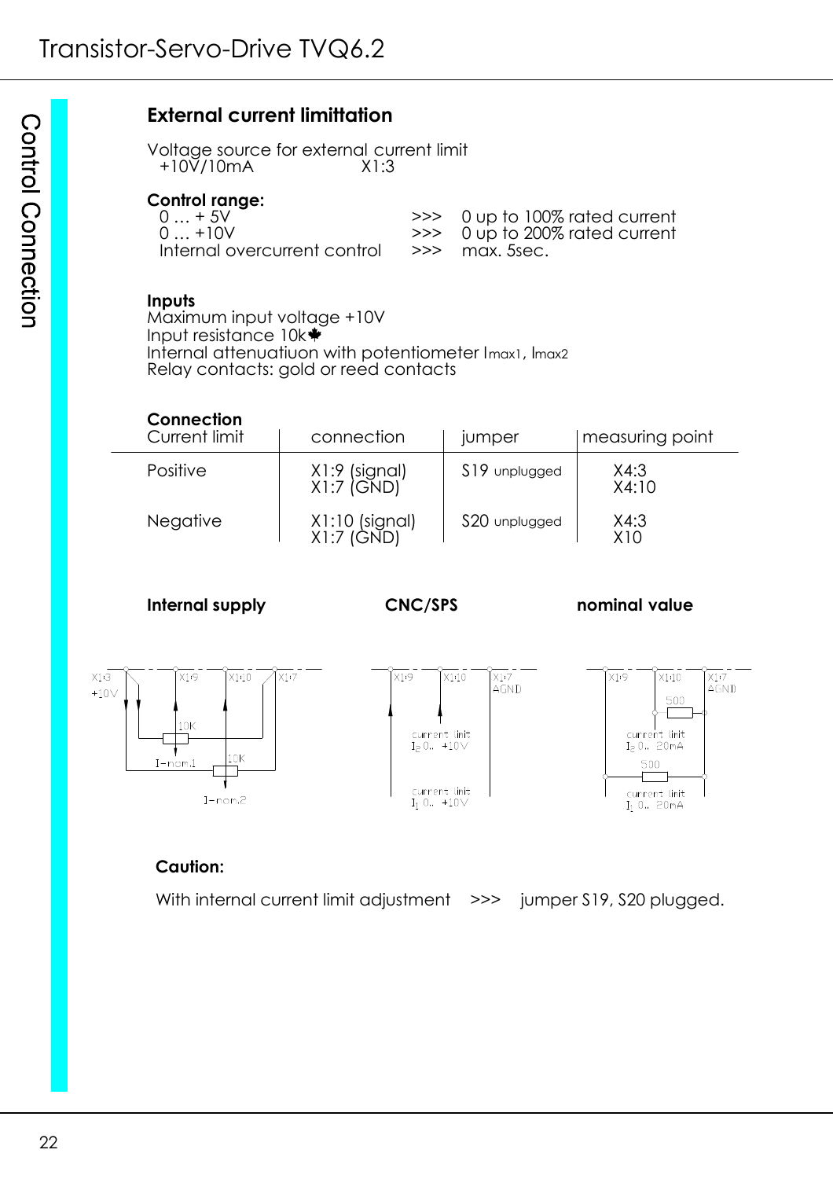## External current limittation

Voltage source for external current limit
+10V/10mA X1:3

**Control range:**

| | | |
|---|---|---|
| 0 … + 5V | >>> | 0 up to 100% rated current |
| 0 … +10V | >>> | 0 up to 200% rated current |
| Internal overcurrent control | >>> | max. 5sec. |

**Inputs**
Maximum input voltage +10V
Input resistance 10k♣
Internal attenuatiuon with potentiometer Imax1, Imax2
Relay contacts: gold or reed contacts

**Connection**

| Current limit | connection | jumper | measuring point |
|---|---|---|---|
| Positive | X1:9 (signal) X1:7 (GND) | S19 unplugged | X4:3 X4:10 |
| Negative | X1:10 (signal) X1:7 (GND) | S20 unplugged | X4:3 X10 |

**Internal supply** **CNC/SPS** **nominal value**

**Caution:**

With internal current limit adjustment >>> jumper S19, S20 plugged.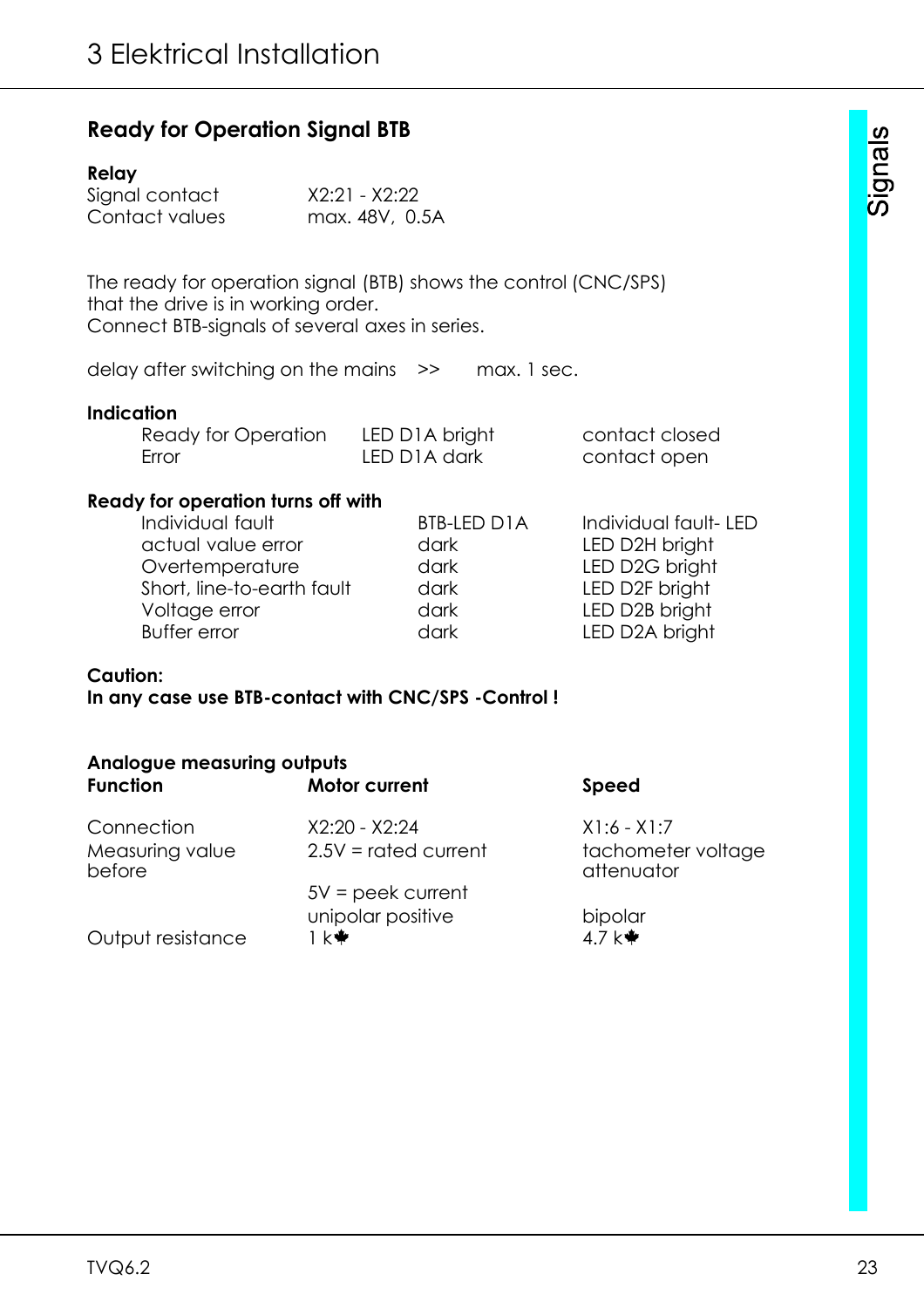## Ready for Operation Signal BTB

**Relay**

| | |
|---|---|
| Signal contact | X2:21 - X2:22 |
| Contact values | max. 48V, 0.5A |

The ready for operation signal (BTB) shows the control (CNC/SPS) that the drive is in working order.
Connect BTB-signals of several axes in series.

delay after switching on the mains >> max. 1 sec.

**Indication**

| | | |
|---|---|---|
| Ready for Operation | LED D1A bright | contact closed |
| Error | LED D1A dark | contact open |

**Ready for operation turns off with**

| Individual fault | BTB-LED D1A | Individual fault- LED |
|---|---|---|
| actual value error | dark | LED D2H bright |
| Overtemperature | dark | LED D2G bright |
| Short, line-to-earth fault | dark | LED D2F bright |
| Voltage error | dark | LED D2B bright |
| Buffer error | dark | LED D2A bright |

**Caution:**
**In any case use BTB-contact with CNC/SPS -Control !**

**Analogue measuring outputs**

| **Function** | **Motor current** | **Speed** |
|---|---|---|
| Connection | X2:20 - X2:24 | X1:6 - X1:7 |
| Measuring value before | 2.5V = rated current | tachometer voltage attenuator |
| | 5V = peek current | |
| | unipolar positive | bipolar |
| Output resistance | 1 kΩ | 4.7 kΩ |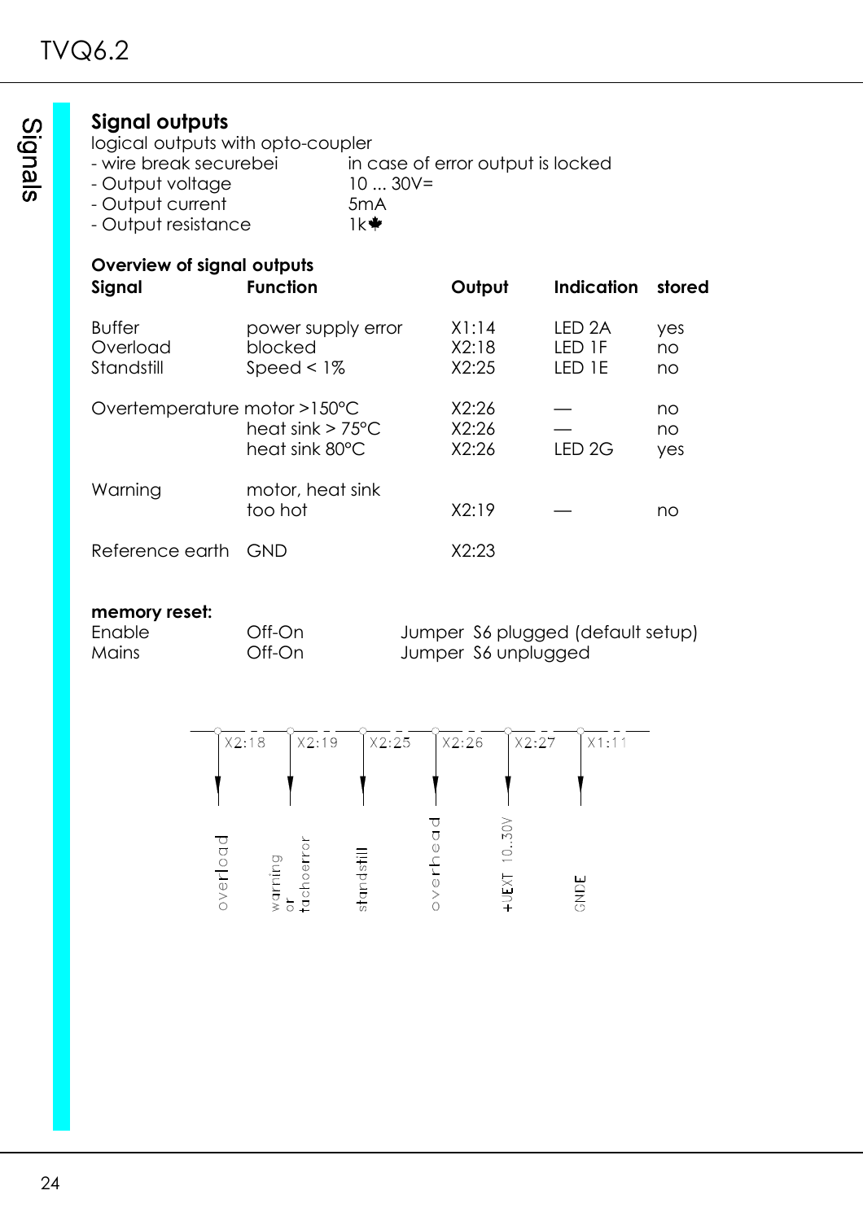## Signal outputs

logical outputs with opto-coupler

| | |
|---|---|
| - wire break securebei | in case of error output is locked |
| - Output voltage | 10 ... 30V= |
| - Output current | 5mA |
| - Output resistance | 1k♣ |

**Overview of signal outputs**

| Signal | Function | Output | Indication | stored |
|---|---|---|---|---|
| Buffer | power supply error | X1:14 | LED 2A | yes |
| Overload | blocked | X2:18 | LED 1F | no |
| Standstill | Speed < 1% | X2:25 | LED 1E | no |
| Overtemperature | motor >150°C | X2:26 | — | no |
| | heat sink > 75°C | X2:26 | — | no |
| | heat sink 80°C | X2:26 | LED 2G | yes |
| Warning | motor, heat sink too hot | X2:19 | — | no |
| Reference earth | GND | X2:23 | | |

**memory reset:**

| | | |
|---|---|---|
| Enable | Off-On | Jumper S6 plugged (default setup) |
| Mains | Off-On | Jumper S6 unplugged |

X2:18 overload
X2:19 warning or tachoerror
X2:25 standstill
X2:26 overhead
X2:27 +UEXT 10..30V
X1:11 GNDE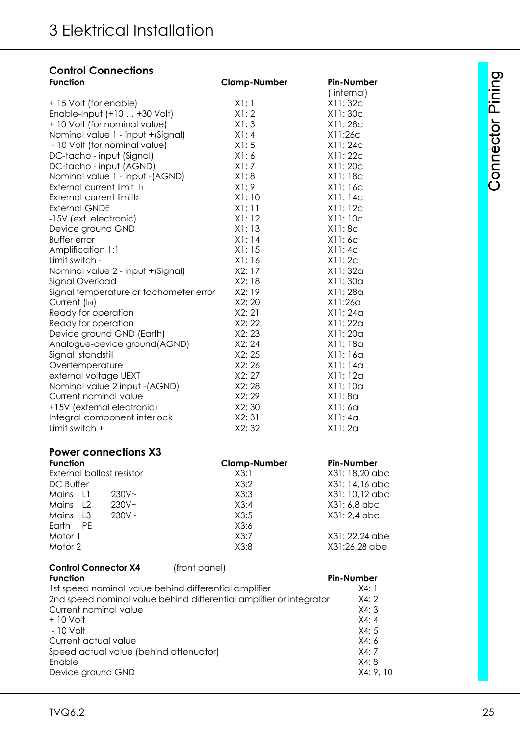# 3 Elektrical Installation

## Control Connections

| Function | Clamp-Number | Pin-Number (internal) |
|---|---|---|
| + 15 Volt (for enable) | X1: 1 | X11: 32c |
| Enable-Input (+10 … +30 Volt) | X1: 2 | X11: 30c |
| + 10 Volt (for nominal value) | X1: 3 | X11: 28c |
| Nominal value 1 - input +(Signal) | X1: 4 | X11:26c |
| - 10 Volt (for nominal value) | X1: 5 | X11: 24c |
| DC-tacho - input (Signal) | X1: 6 | X11: 22c |
| DC-tacho - input (AGND) | X1: 7 | X11: 20c |
| Nominal value 1 - input -(AGND) | X1: 8 | X11: 18c |
| External current limit $I_1$ | X1: 9 | X11: 16c |
| External current limit$I_2$ | X1: 10 | X11: 14c |
| External GNDE | X1: 11 | X11: 12c |
| -15V (ext. electronic) | X1: 12 | X11: 10c |
| Device ground GND | X1: 13 | X11: 8c |
| Buffer error | X1: 14 | X11: 6c |
| Amplification 1:1 | X1: 15 | X11: 4c |
| Limit switch - | X1: 16 | X11: 2c |
| Nominal value 2 - input +(Signal) | X2: 17 | X11: 32a |
| Signal Overload | X2: 18 | X11: 30a |
| Signal temperature or tachometer error | X2: 19 | X11: 28a |
| Current ($I_{ist}$) | X2: 20 | X11:26a |
| Ready for operation | X2: 21 | X11: 24a |
| Ready for operation | X2: 22 | X11: 22a |
| Device ground GND (Earth) | X2: 23 | X11: 20a |
| Analogue-device ground(AGND) | X2: 24 | X11: 18a |
| Signal standstill | X2: 25 | X11: 16a |
| Overtemperature | X2: 26 | X11: 14a |
| external voltage UEXT | X2: 27 | X11: 12a |
| Nominal value 2 input -(AGND) | X2: 28 | X11: 10a |
| Current nominal value | X2: 29 | X11: 8a |
| +15V (external electronic) | X2: 30 | X11: 6a |
| Integral component interlock | X2: 31 | X11: 4a |
| Limit switch + | X2: 32 | X11: 2a |

## Power connections X3

| Function | Clamp-Number | Pin-Number |
|---|---|---|
| External ballast resistor | X3:1 | X31: 18,20 abc |
| DC Buffer | X3:2 | X31: 14,16 abc |
| Mains L1 230V~ | X3:3 | X31: 10,12 abc |
| Mains L2 230V~ | X3:4 | X31: 6,8 abc |
| Mains L3 230V~ | X3:5 | X31: 2,4 abc |
| Earth PE | X3:6 | |
| Motor 1 | X3:7 | X31: 22,24 abe |
| Motor 2 | X3:8 | X31:26,28 abe |

### Control Connector X4 (front panel)

| Function | Pin-Number |
|---|---|
| 1st speed nominal value behind differential amplifier | X4: 1 |
| 2nd speed nominal value behind differential amplifier or integrator | X4: 2 |
| Current nominal value | X4: 3 |
| + 10 Volt | X4: 4 |
| - 10 Volt | X4: 5 |
| Current actual value | X4: 6 |
| Speed actual value (behind attenuator) | X4: 7 |
| Enable | X4: 8 |
| Device ground GND | X4: 9, 10 |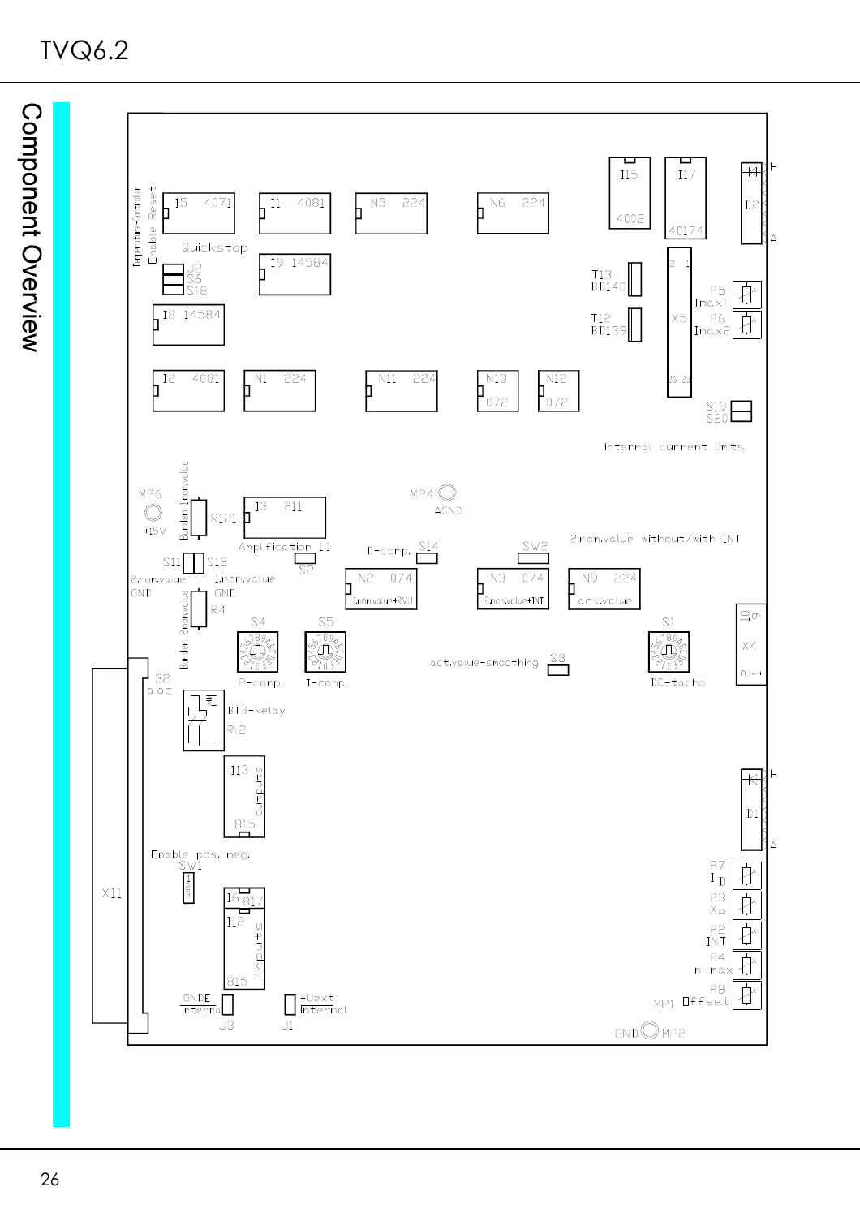# Component Overview

I5 4071 | I1 4081 | N5 224 | N6 224 | I15 4002 | I17 40174 | D2

Temperature-Controller Enable Reset

Quickstop

J2 S6 S18

I9 14584

I8 14584

T13 BD140

T12 BD139

X5

P5 Imax1

P6 Imax2

I2 4081 | N1 224 | N11 224 | N13 072 | N12 072

S19 S20

internal current limits

MP6 +15V

Burden 1.nom.value

R121

I3 P11

Amplification I1

MP4 AGND

D-comp. S14

SW2

2.nom.value without/with INT

S11 S12

S2

2.nom.value GND

1.nom.value GND

N2 074 1.nom.value+RVU

N3 074 2.nom.value+INT

N9 224 act.value

Burden 2.nom.value

R4

S4 P-comp.

S5 I-comp.

act.value-smoothing S3

S1 DC-tacho

X4

32 abc

BTB-Relay Rl2

I13 815 outputs

D1

Enable pos.-neg.

SW1

X11

I6 817

I12 815 inputs

P7 $I_D$

P3 $X_p$

P2 INT

P4 n-max

P8 Offset

MP1

GNDE internal J3

+Uext internal J1

GND MP2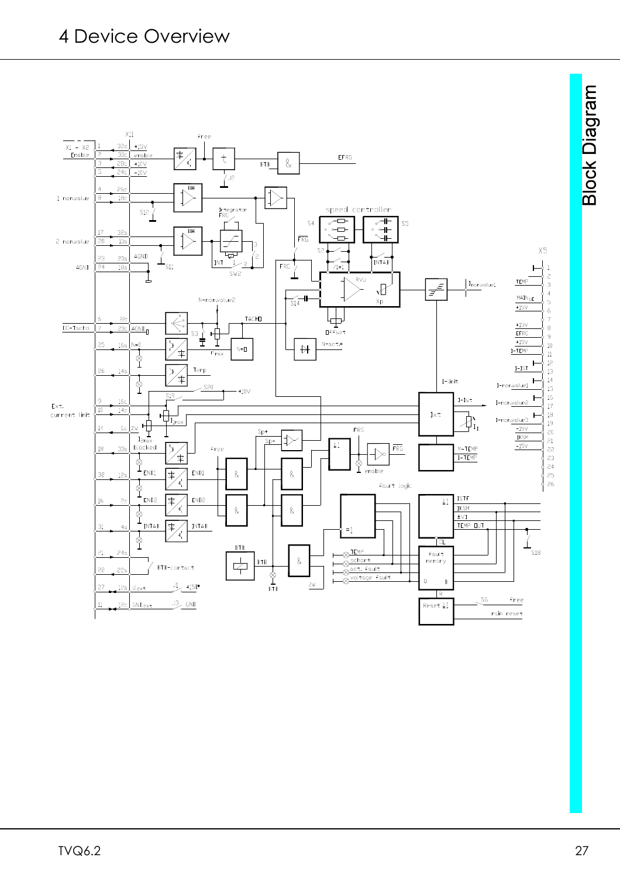# 4 Device Overview

## Block Diagram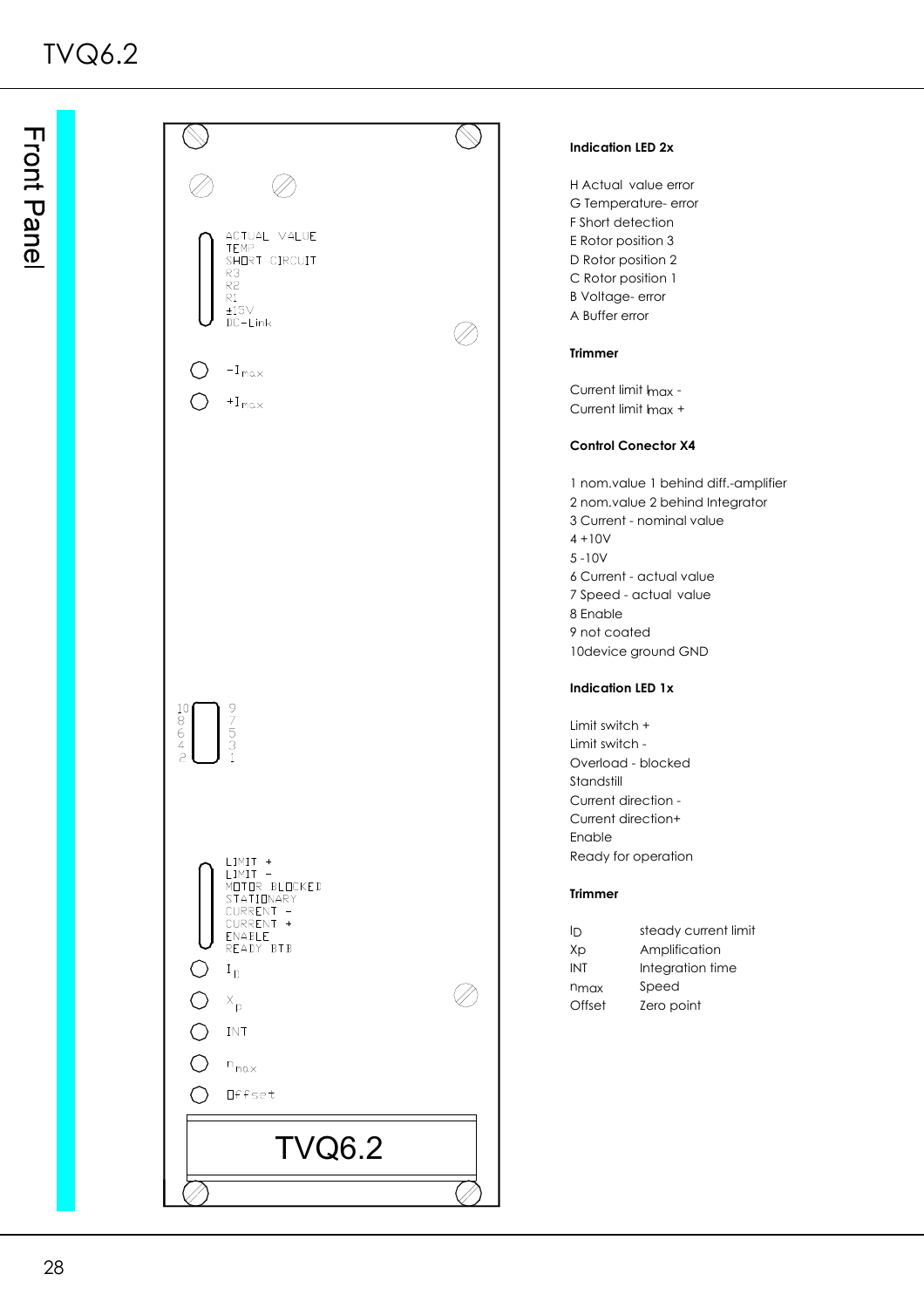# Front Panel

ACTUAL VALUE
TEMP
SHORT CIRCUIT
R3
R2
R1
±15V
DC-Link

$-I_{max}$

$+I_{max}$

10 8 6 4 2
9 7 5 3 1

LIMIT +
LIMIT -
MOTOR BLOCKED
STATIONARY
CURRENT -
CURRENT +
ENABLE
READY BTB

$I_D$

$X_p$

INT

$n_{max}$

Offset

TVQ6.2

**Indication LED 2x**

H Actual value error
G Temperature- error
F Short detection
E Rotor position 3
D Rotor position 2
C Rotor position 1
B Voltage- error
A Buffer error

**Trimmer**

Current limit $I_{max}$ -
Current limit $I_{max}$ +

**Control Conector X4**

1 nom.value 1 behind diff.-amplifier
2 nom.value 2 behind Integrator
3 Current - nominal value
4 +10V
5 -10V
6 Current - actual value
7 Speed - actual value
8 Enable
9 not coated
10device ground GND

**Indication LED 1x**

Limit switch +
Limit switch -
Overload - blocked
Standstill
Current direction -
Current direction+
Enable
Ready for operation

**Trimmer**

| | |
|---|---|
| $I_D$ | steady current limit |
| Xp | Amplification |
| INT | Integration time |
| $n_{max}$ | Speed |
| Offset | Zero point |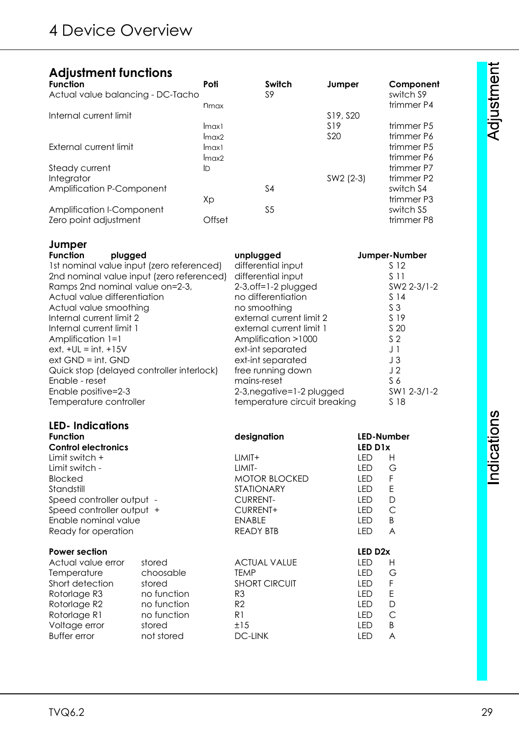# 4 Device Overview

## Adjustment functions

| Function | Poti | Switch | Jumper | Component |
|---|---|---|---|---|
| Actual value balancing - DC-Tacho | | S9 | | switch S9 |
| | $n_{max}$ | | | trimmer P4 |
| Internal current limit | | | S19, S20 | |
| | $I_{max1}$ | | S19 | trimmer P5 |
| | $I_{max2}$ | | S20 | trimmer P6 |
| External current limit | $I_{max1}$ | | | trimmer P5 |
| | $I_{max2}$ | | | trimmer P6 |
| Steady current | $I_D$ | | | trimmer P7 |
| Integrator | | | SW2 (2-3) | trimmer P2 |
| Amplification P-Component | | S4 | | switch S4 |
| | Xp | | | trimmer P3 |
| Amplification I-Component | | S5 | | switch S5 |
| Zero point adjustment | Offset | | | trimmer P8 |

## Jumper

| Function plugged | unplugged | Jumper-Number |
|---|---|---|
| 1st nominal value input (zero referenced) | differential input | S 12 |
| 2nd nominal value input (zero referenced) | differential input | S 11 |
| Ramps 2nd nominal value on=2-3, | 2-3,off=1-2 plugged | SW2 2-3/1-2 |
| Actual value differentiation | no differentiation | S 14 |
| Actual value smoothing | no smoothing | S 3 |
| Internal current limit 2 | external current limit 2 | S 19 |
| Internal current limit 1 | external current limit 1 | S 20 |
| Amplification 1=1 | Amplification >1000 | S 2 |
| ext. +UL = int. +15V | ext-int separated | J 1 |
| ext GND = int. GND | ext-int separated | J 3 |
| Quick stop (delayed controller interlock) | free running down | J 2 |
| Enable - reset | mains-reset | S 6 |
| Enable positive=2-3 | 2-3,negative=1-2 plugged | SW1 2-3/1-2 |
| Temperature controller | temperature circuit breaking | S 18 |

## LED- Indications

| Function | | designation | LED-Number | |
|---|---|---|---|---|
| **Control electronics** | | | **LED D1x** | |
| Limit switch + | | LIMIT+ | LED | H |
| Limit switch - | | LIMIT- | LED | G |
| Blocked | | MOTOR BLOCKED | LED | F |
| Standstill | | STATIONARY | LED | E |
| Speed controller output - | | CURRENT- | LED | D |
| Speed controller output + | | CURRENT+ | LED | C |
| Enable nominal value | | ENABLE | LED | B |
| Ready for operation | | READY BTB | LED | A |
| **Power section** | | | **LED D2x** | |
| Actual value error | stored | ACTUAL VALUE | LED | H |
| Temperature | choosable | TEMP | LED | G |
| Short detection | stored | SHORT CIRCUIT | LED | F |
| Rotorlage R3 | no function | R3 | LED | E |
| Rotorlage R2 | no function | R2 | LED | D |
| Rotorlage R1 | no function | R1 | LED | C |
| Voltage error | stored | ±15 | LED | B |
| Buffer error | not stored | DC-LINK | LED | A |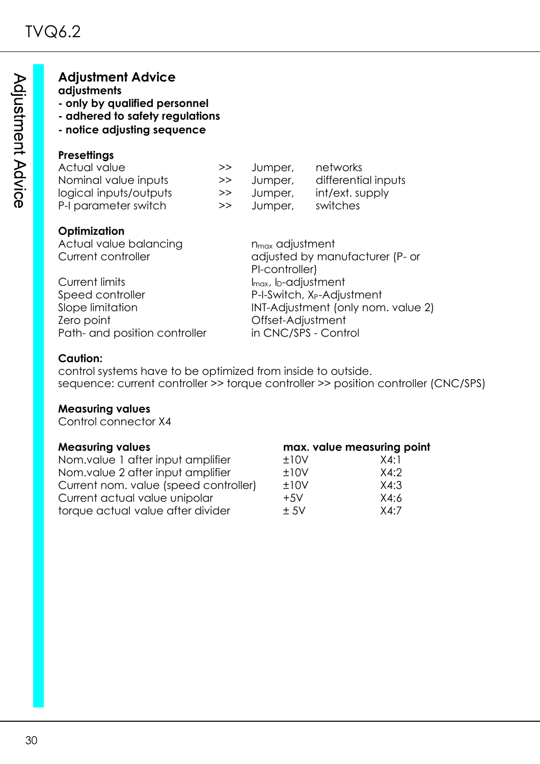## Adjustment Advice

**adjustments**

**- only by qualified personnel**
**- adhered to safety regulations**
**- notice adjusting sequence**

**Presettings**

| | | | |
|---|---|---|---|
| Actual value | >> | Jumper, | networks |
| Nominal value inputs | >> | Jumper, | differential inputs |
| logical inputs/outputs | >> | Jumper, | int/ext. supply |
| P-I parameter switch | >> | Jumper, | switches |

**Optimization**

| | |
|---|---|
| Actual value balancing | $n_{max}$ adjustment |
| Current controller | adjusted by manufacturer (P- or PI-controller) |
| Current limits | $I_{max}$, $I_D$-adjustment |
| Speed controller | P-I-Switch, $X_P$-Adjustment |
| Slope limitation | INT-Adjustment (only nom. value 2) |
| Zero point | Offset-Adjustment |
| Path- and position controller | in CNC/SPS - Control |

**Caution:**

control systems have to be optimized from inside to outside.
sequence: current controller >> torque controller >> position controller (CNC/SPS)

**Measuring values**

Control connector X4

| **Measuring values** | **max. value** | **measuring point** |
|---|---|---|
| Nom.value 1 after input amplifier | ±10V | X4:1 |
| Nom.value 2 after input amplifier | ±10V | X4:2 |
| Current nom. value (speed controller) | ±10V | X4:3 |
| Current actual value unipolar | +5V | X4:6 |
| torque actual value after divider | ± 5V | X4:7 |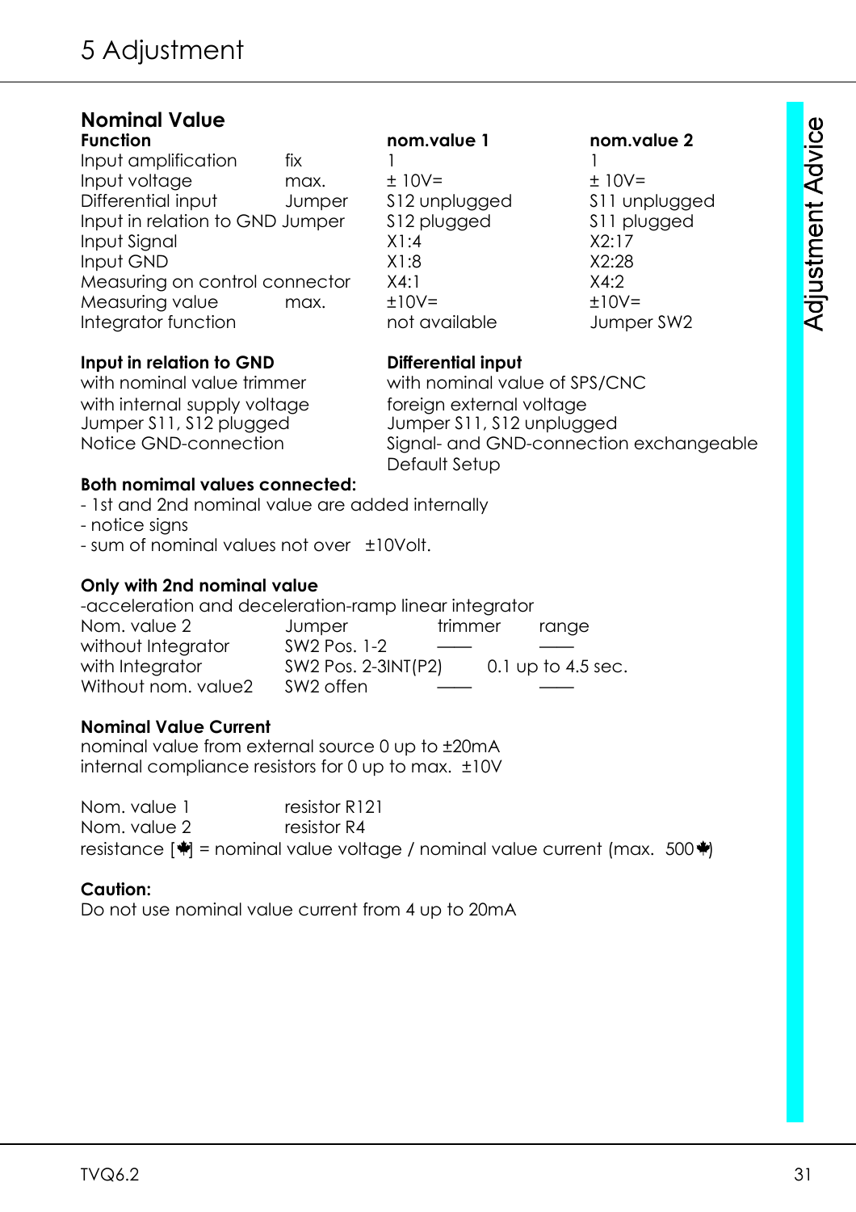# 5 Adjustment

## Nominal Value

| Function | | nom.value 1 | nom.value 2 |
|---|---|---|---|
| Input amplification | fix | 1 | 1 |
| Input voltage | max. | ± 10V= | ± 10V= |
| Differential input | Jumper | S12 unplugged | S11 unplugged |
| Input in relation to GND | Jumper | S12 plugged | S11 plugged |
| Input Signal | | X1:4 | X2:17 |
| Input GND | | X1:8 | X2:28 |
| Measuring on control connector | | X4:1 | X4:2 |
| Measuring value | max. | ±10V= | ±10V= |
| Integrator function | | not available | Jumper SW2 |

**Input in relation to GND**
with nominal value trimmer
with internal supply voltage
Jumper S11, S12 plugged
Notice GND-connection

**Differential input**
with nominal value of SPS/CNC
foreign external voltage
Jumper S11, S12 unplugged
Signal- and GND-connection exchangeable
Default Setup

**Both nomimal values connected:**
- 1st and 2nd nominal value are added internally
- notice signs
- sum of nominal values not over ±10Volt.

**Only with 2nd nominal value**
-acceleration and deceleration-ramp linear integrator

| Nom. value 2 | Jumper | trimmer | range |
|---|---|---|---|
| without Integrator | SW2 Pos. 1-2 | —— | —— |
| with Integrator | SW2 Pos. 2-3 | INT(P2) | 0.1 up to 4.5 sec. |
| Without nom. value2 | SW2 offen | —— | —— |

**Nominal Value Current**
nominal value from external source 0 up to ±20mA
internal compliance resistors for 0 up to max. ±10V

Nom. value 1 resistor R121
Nom. value 2 resistor R4
resistance [Ω] = nominal value voltage / nominal value current (max. 500Ω)

**Caution:**
Do not use nominal value current from 4 up to 20mA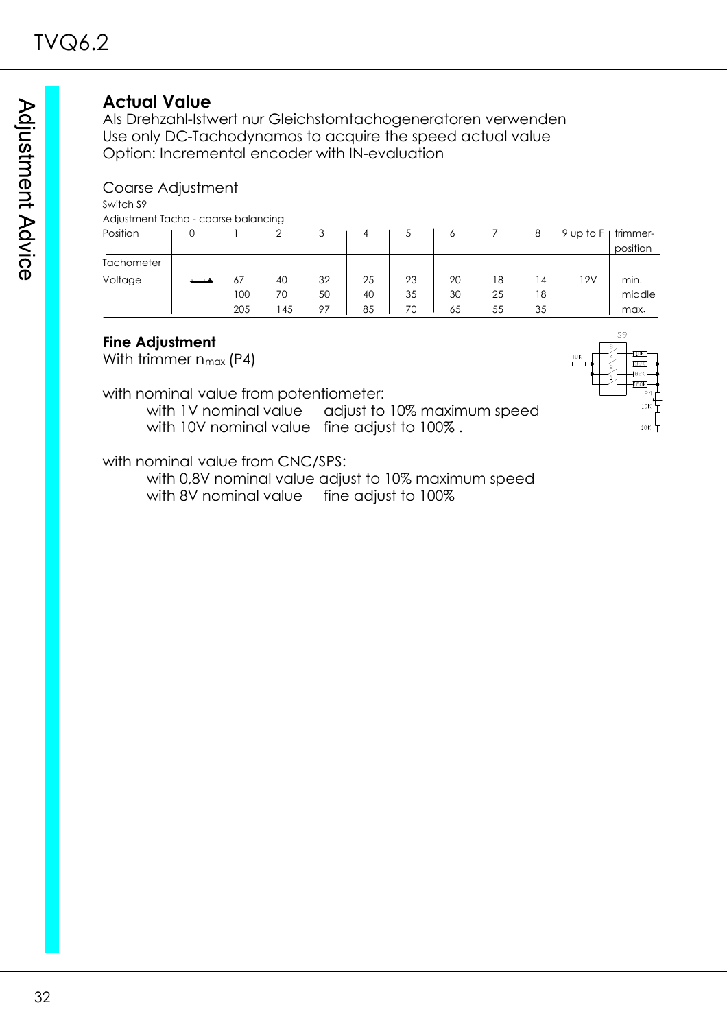## Actual Value

Als Drehzahl-Istwert nur Gleichstomtachogeneratoren verwenden
Use only DC-Tachodynamos to acquire the speed actual value
Option: Incremental encoder with IN-evaluation

### Coarse Adjustment

Switch S9

Adjustment Tacho - coarse balancing

| Position | 0 | 1 | 2 | 3 | 4 | 5 | 6 | 7 | 8 | 9 up to F | trimmer-position |
|---|---|---|---|---|---|---|---|---|---|---|---|
| Tachometer Voltage | ⟶ | 67 | 40 | 32 | 25 | 23 | 20 | 18 | 14 | 12V | min. |
| | | 100 | 70 | 50 | 40 | 35 | 30 | 25 | 18 | | middle |
| | | 205 | 145 | 97 | 85 | 70 | 65 | 55 | 35 | | max. |

### Fine Adjustment

With trimmer $n_{max}$ (P4)

with nominal value from potentiometer:

with 1V nominal value  adjust to 10% maximum speed
with 10V nominal value  fine adjust to 100% .

with nominal value from CNC/SPS:

with 0,8V nominal value adjust to 10% maximum speed
with 8V nominal value  fine adjust to 100%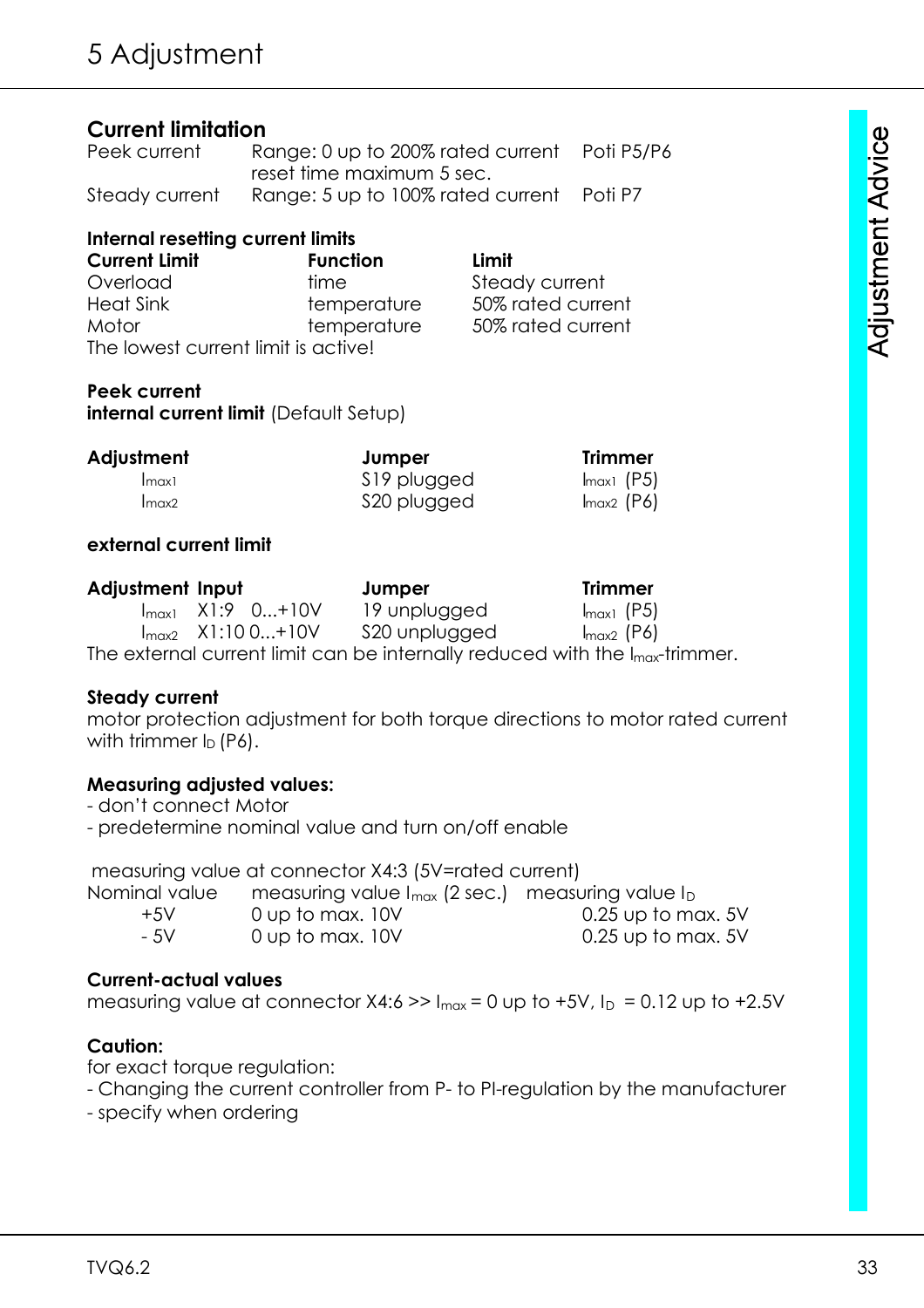# 5 Adjustment

## Current limitation

| | | |
|---|---|---|
| Peek current | Range: 0 up to 200% rated current<br>reset time maximum 5 sec. | Poti P5/P6 |
| Steady current | Range: 5 up to 100% rated current | Poti P7 |

**Internal resetting current limits**

| **Current Limit** | **Function** | **Limit** |
|---|---|---|
| Overload | time | Steady current |
| Heat Sink | temperature | 50% rated current |
| Motor | temperature | 50% rated current |

The lowest current limit is active!

**Peek current**
**internal current limit** (Default Setup)

| **Adjustment** | **Jumper** | **Trimmer** |
|---|---|---|
| $I_{max1}$ | S19 plugged | $I_{max1}$ (P5) |
| $I_{max2}$ | S20 plugged | $I_{max2}$ (P6) |

**external current limit**

| **Adjustment** | **Input** | **Jumper** | **Trimmer** |
|---|---|---|---|
| $I_{max1}$ | X1:9 0...+10V | 19 unplugged | $I_{max1}$ (P5) |
| $I_{max2}$ | X1:10 0...+10V | S20 unplugged | $I_{max2}$ (P6) |

The external current limit can be internally reduced with the $I_{max}$-trimmer.

**Steady current**
motor protection adjustment for both torque directions to motor rated current with trimmer $I_D$ (P6).

**Measuring adjusted values:**
- don't connect Motor
- predetermine nominal value and turn on/off enable

measuring value at connector X4:3 (5V=rated current)

| Nominal value | measuring value $I_{max}$ (2 sec.) | measuring value $I_D$ |
|---|---|---|
| +5V | 0 up to max. 10V | 0.25 up to max. 5V |
| - 5V | 0 up to max. 10V | 0.25 up to max. 5V |

**Current-actual values**
measuring value at connector X4:6 >> $I_{max}$ = 0 up to +5V, $I_D$ = 0.12 up to +2.5V

**Caution:**
for exact torque regulation:
- Changing the current controller from P- to PI-regulation by the manufacturer
- specify when ordering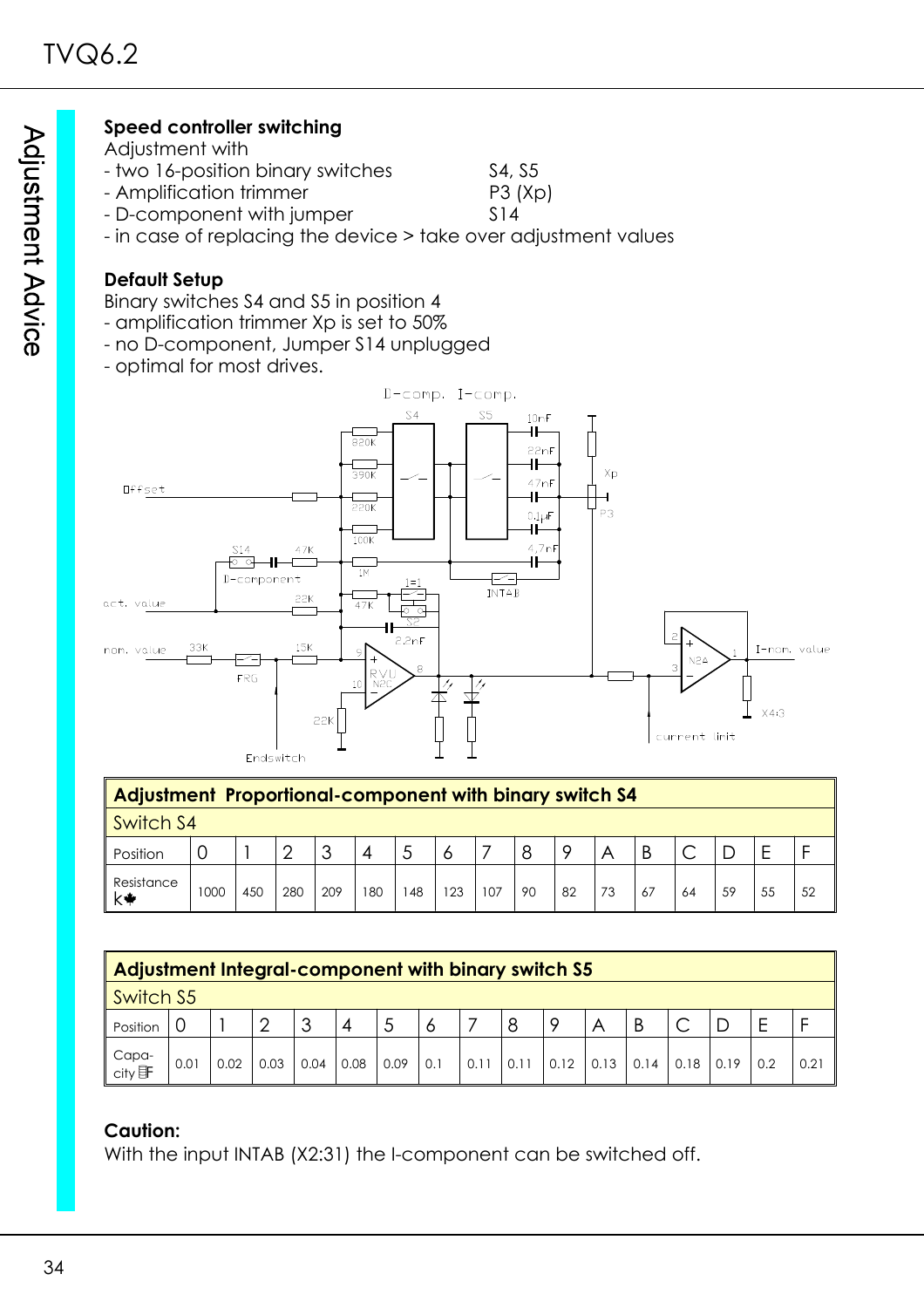### Speed controller switching

Adjustment with

- two 16-position binary switches — S4, S5
- Amplification trimmer — P3 (Xp)
- D-component with jumper — S14
- in case of replacing the device > take over adjustment values

### Default Setup

Binary switches S4 and S5 in position 4

- amplification trimmer Xp is set to 50%
- no D-component, Jumper S14 unplugged
- optimal for most drives.

| Adjustment Proportional-component with binary switch S4 | | | | | | | | | | | | | | | | |
|---|---|---|---|---|---|---|---|---|---|---|---|---|---|---|---|---|
| Switch S4 | | | | | | | | | | | | | | | | |
| Position | 0 | 1 | 2 | 3 | 4 | 5 | 6 | 7 | 8 | 9 | A | B | C | D | E | F |
| Resistance kΩ | 1000 | 450 | 280 | 209 | 180 | 148 | 123 | 107 | 90 | 82 | 73 | 67 | 64 | 59 | 55 | 52 |

| Adjustment Integral-component with binary switch S5 | | | | | | | | | | | | | | | | |
|---|---|---|---|---|---|---|---|---|---|---|---|---|---|---|---|---|
| Switch S5 | | | | | | | | | | | | | | | | |
| Position | 0 | 1 | 2 | 3 | 4 | 5 | 6 | 7 | 8 | 9 | A | B | C | D | E | F |
| Capacity µF | 0.01 | 0.02 | 0.03 | 0.04 | 0.08 | 0.09 | 0.1 | 0.11 | 0.11 | 0.12 | 0.13 | 0.14 | 0.18 | 0.19 | 0.2 | 0.21 |

**Caution:**

With the input INTAB (X2:31) the I-component can be switched off.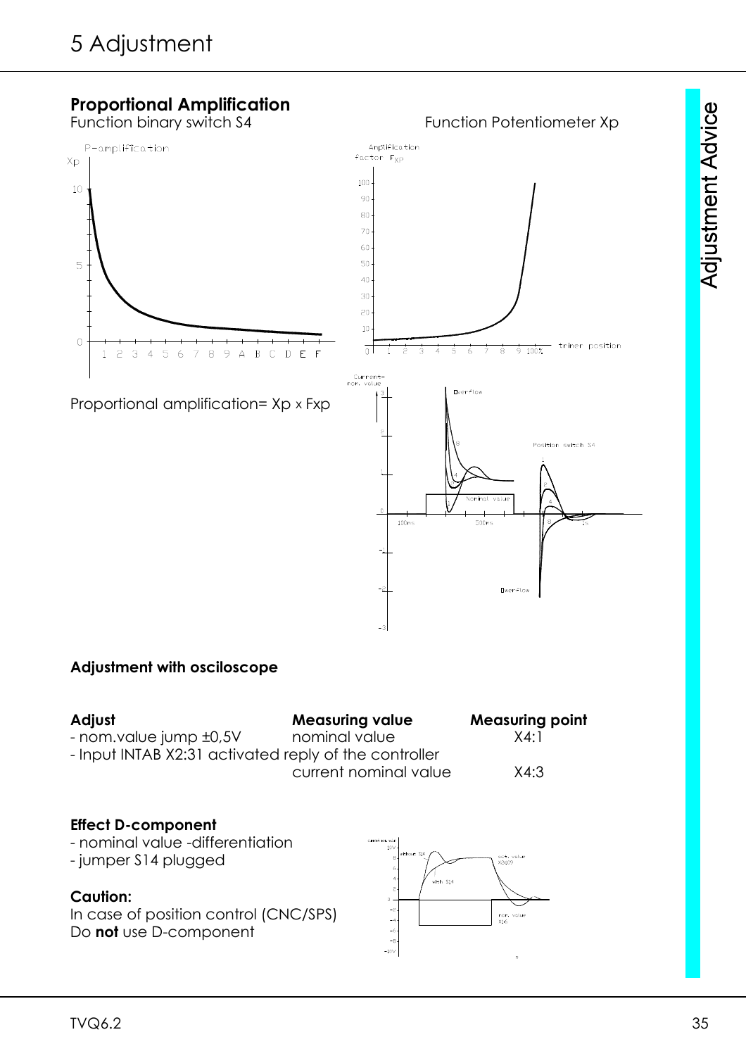# 5 Adjustment

## Proportional Amplification

Function binary switch S4

Function Potentiometer Xp

Proportional amplification= Xp x Fxp

### Adjustment with osciloscope

| Adjust | Measuring value | Measuring point |
|---|---|---|
| - nom.value jump ±0,5V | nominal value | X4:1 |
| - Input INTAB X2:31 activated reply of the controller | | |
| | current nominal value | X4:3 |

### Effect D-component

- nominal value -differentiation
- jumper S14 plugged

**Caution:**

In case of position control (CNC/SPS)
Do **not** use D-component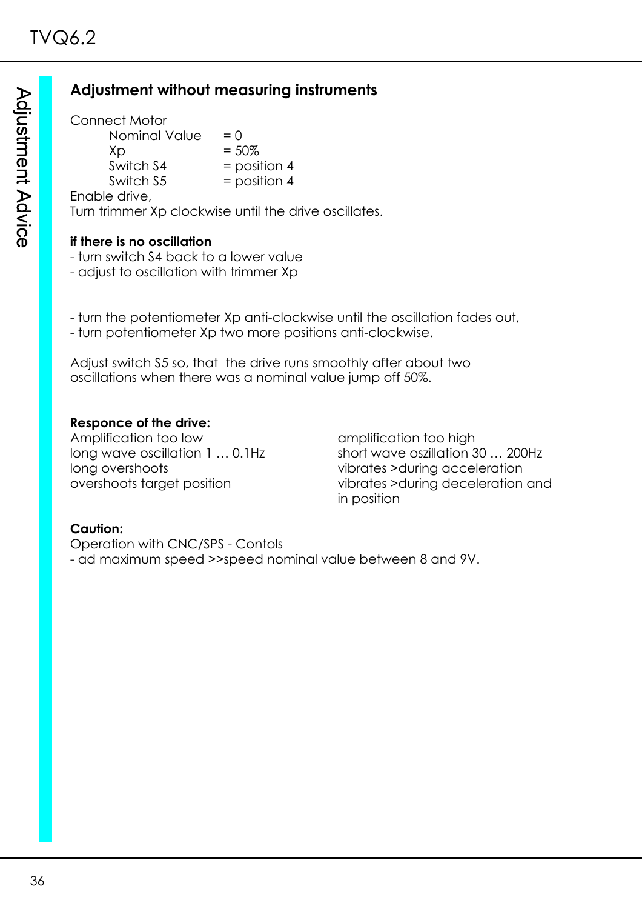## Adjustment without measuring instruments

Connect Motor

| | |
|---|---|
| Nominal Value | = 0 |
| Xp | = 50% |
| Switch S4 | = position 4 |
| Switch S5 | = position 4 |

Enable drive,
Turn trimmer Xp clockwise until the drive oscillates.

**if there is no oscillation**
- turn switch S4 back to a lower value
- adjust to oscillation with trimmer Xp

- turn the potentiometer Xp anti-clockwise until the oscillation fades out,
- turn potentiometer Xp two more positions anti-clockwise.

Adjust switch S5 so, that the drive runs smoothly after about two oscillations when there was a nominal value jump off 50%.

**Responce of the drive:**

| Amplification too low | amplification too high |
|---|---|
| long wave oscillation 1 … 0.1Hz | short wave oszillation 30 … 200Hz |
| long overshoots | vibrates >during acceleration |
| overshoots target position | vibrates >during deceleration and in position |

**Caution:**
Operation with CNC/SPS - Contols
- ad maximum speed >>speed nominal value between 8 and 9V.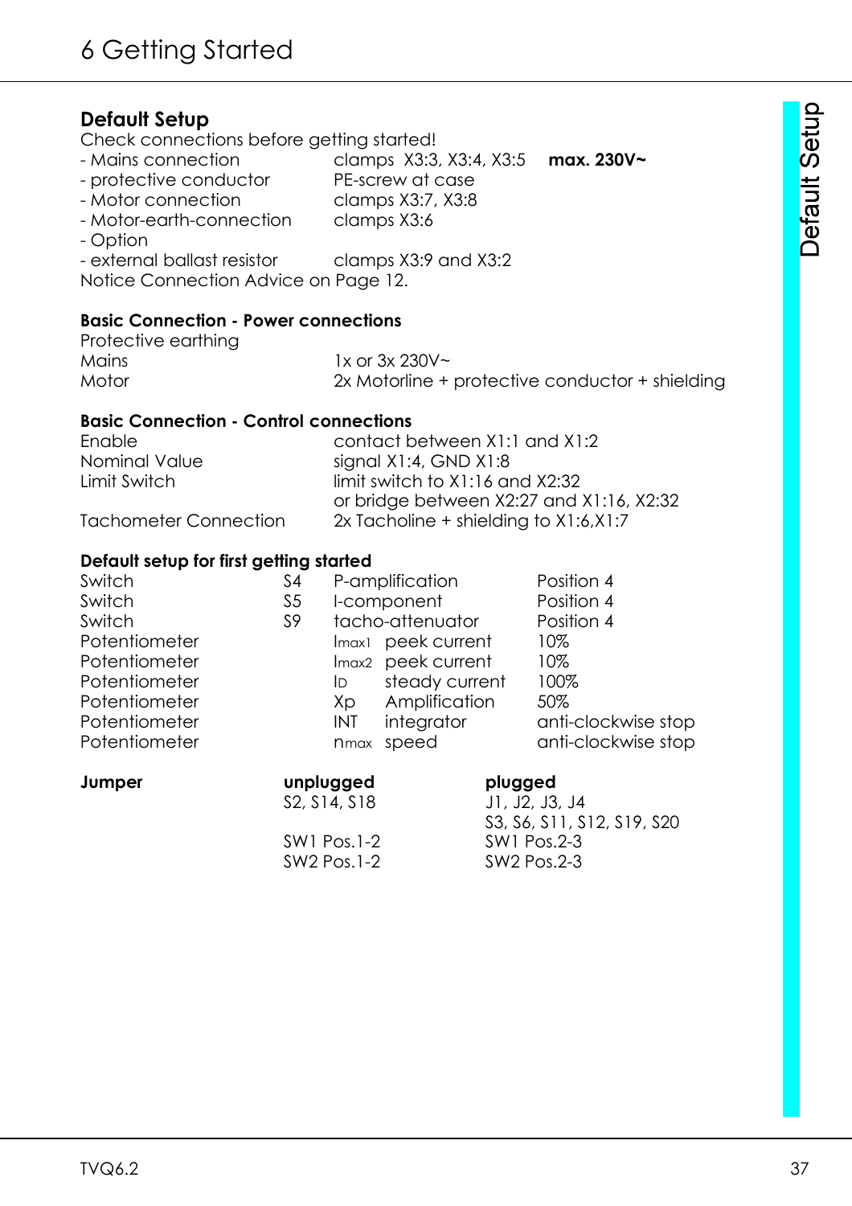# 6 Getting Started

## Default Setup

Check connections before getting started!

| | | |
|---|---|---|
| - Mains connection | clamps X3:3, X3:4, X3:5 | **max. 230V~** |
| - protective conductor | PE-screw at case | |
| - Motor connection | clamps X3:7, X3:8 | |
| - Motor-earth-connection | clamps X3:6 | |
| - Option | | |
| - external ballast resistor | clamps X3:9 and X3:2 | |

Notice Connection Advice on Page 12.

### Basic Connection - Power connections

| | |
|---|---|
| Protective earthing | |
| Mains | 1x or 3x 230V~ |
| Motor | 2x Motorline + protective conductor + shielding |

### Basic Connection - Control connections

| | |
|---|---|
| Enable | contact between X1:1 and X1:2 |
| Nominal Value | signal X1:4, GND X1:8 |
| Limit Switch | limit switch to X1:16 and X2:32<br>or bridge between X2:27 and X1:16, X2:32 |
| Tachometer Connection | 2x Tacholine + shielding to X1:6,X1:7 |

### Default setup for first getting started

| | | | | |
|---|---|---|---|---|
| Switch | S4 | P-amplification | | Position 4 |
| Switch | S5 | I-component | | Position 4 |
| Switch | S9 | tacho-attenuator | | Position 4 |
| Potentiometer | | $I_{max1}$ | peek current | 10% |
| Potentiometer | | $I_{max2}$ | peek current | 10% |
| Potentiometer | | $I_D$ | steady current | 100% |
| Potentiometer | | Xp | Amplification | 50% |
| Potentiometer | | INT | integrator | anti-clockwise stop |
| Potentiometer | | $n_{max}$ | speed | anti-clockwise stop |

| **Jumper** | **unplugged** | **plugged** |
|---|---|---|
| | S2, S14, S18 | J1, J2, J3, J4 |
| | | S3, S6, S11, S12, S19, S20 |
| | SW1 Pos.1-2 | SW1 Pos.2-3 |
| | SW2 Pos.1-2 | SW2 Pos.2-3 |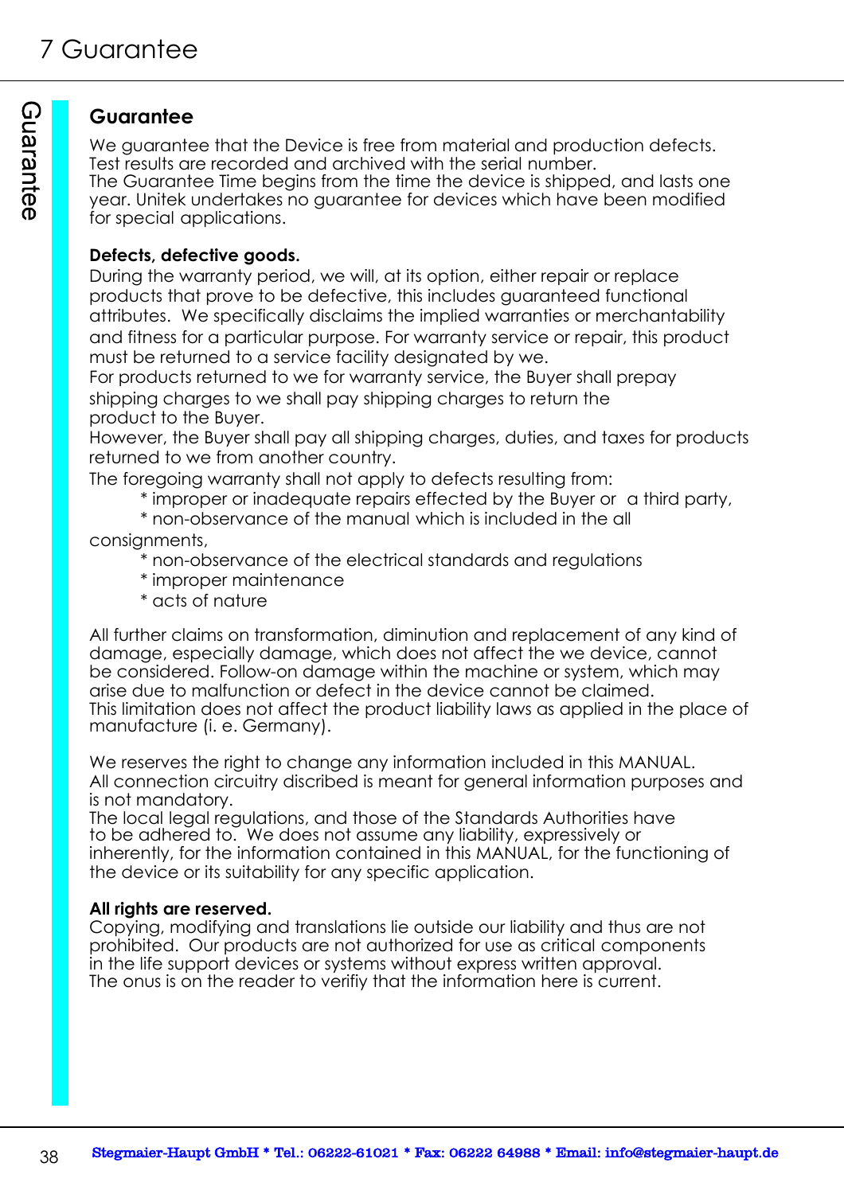# 7 Guarantee

## Guarantee

We guarantee that the Device is free from material and production defects. Test results are recorded and archived with the serial number.
The Guarantee Time begins from the time the device is shipped, and lasts one year. Unitek undertakes no guarantee for devices which have been modified for special applications.

**Defects, defective goods.**
During the warranty period, we will, at its option, either repair or replace products that prove to be defective, this includes guaranteed functional attributes. We specifically disclaims the implied warranties or merchantability and fitness for a particular purpose. For warranty service or repair, this product must be returned to a service facility designated by we.
For products returned to we for warranty service, the Buyer shall prepay shipping charges to we shall pay shipping charges to return the product to the Buyer.
However, the Buyer shall pay all shipping charges, duties, and taxes for products returned to we from another country.
The foregoing warranty shall not apply to defects resulting from:

* improper or inadequate repairs effected by the Buyer or a third party,
* non-observance of the manual which is included in the all consignments,
* non-observance of the electrical standards and regulations
* improper maintenance
* acts of nature

All further claims on transformation, diminution and replacement of any kind of damage, especially damage, which does not affect the we device, cannot be considered. Follow-on damage within the machine or system, which may arise due to malfunction or defect in the device cannot be claimed.
This limitation does not affect the product liability laws as applied in the place of manufacture (i. e. Germany).

We reserves the right to change any information included in this MANUAL.
All connection circuitry discribed is meant for general information purposes and is not mandatory.
The local legal regulations, and those of the Standards Authorities have to be adhered to. We does not assume any liability, expressively or inherently, for the information contained in this MANUAL, for the functioning of the device or its suitability for any specific application.

**All rights are reserved.**
Copying, modifying and translations lie outside our liability and thus are not prohibited. Our products are not authorized for use as critical components in the life support devices or systems without express written approval.
The onus is on the reader to verifiy that the information here is current.